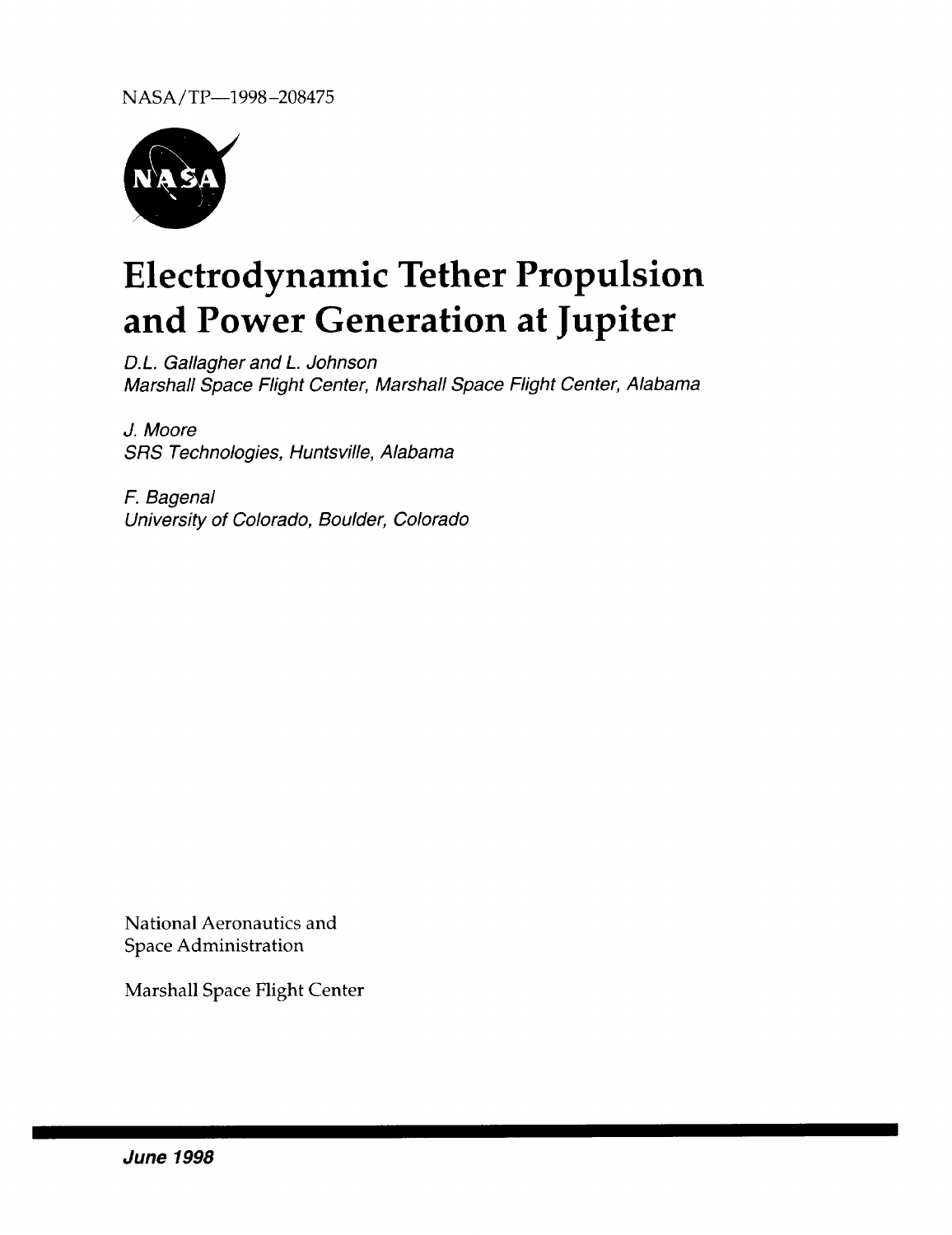NASA/TP—1998–208475

# Electrodynamic Tether Propulsion and Power Generation at Jupiter

*D.L. Gallagher and L. Johnson*
*Marshall Space Flight Center, Marshall Space Flight Center, Alabama*

*J. Moore*
*SRS Technologies, Huntsville, Alabama*

*F. Bagenal*
*University of Colorado, Boulder, Colorado*

National Aeronautics and
Space Administration

Marshall Space Flight Center

***June 1998***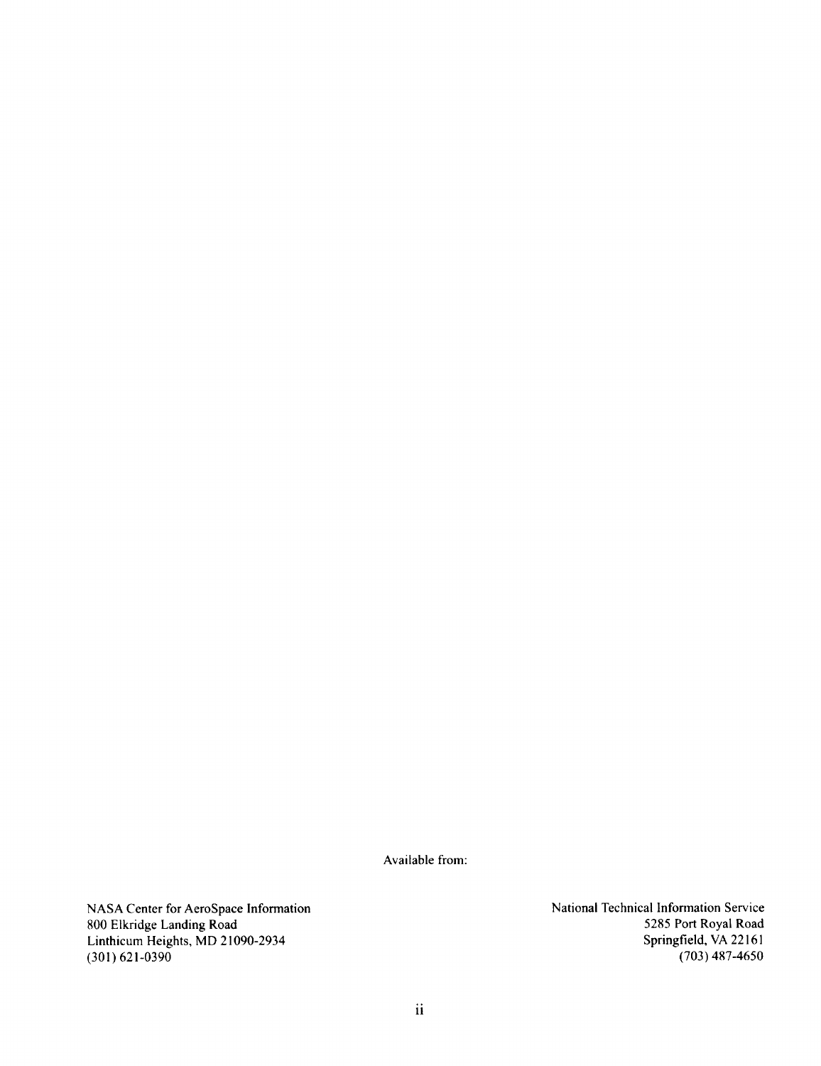Available from:

NASA Center for AeroSpace Information
800 Elkridge Landing Road
Linthicum Heights, MD 21090-2934
(301) 621-0390

National Technical Information Service
5285 Port Royal Road
Springfield, VA 22161
(703) 487-4650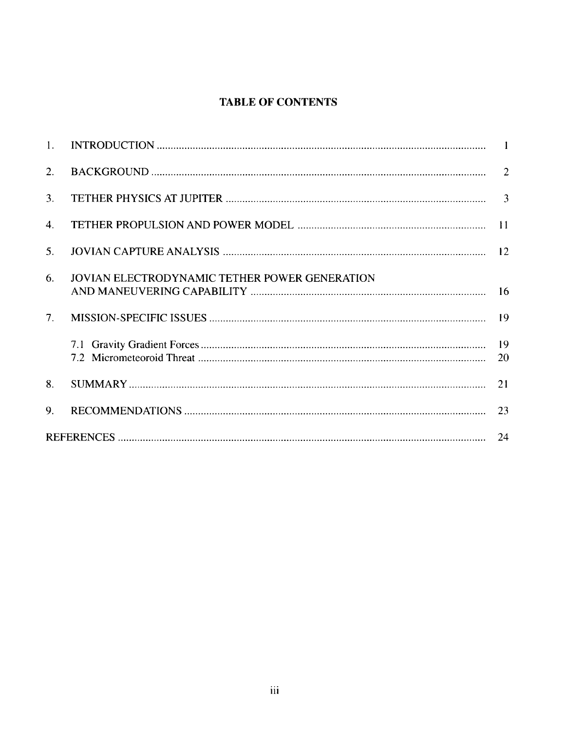# TABLE OF CONTENTS

| | | |
|---|---|---|
| 1. | INTRODUCTION | 1 |
| 2. | BACKGROUND | 2 |
| 3. | TETHER PHYSICS AT JUPITER | 3 |
| 4. | TETHER PROPULSION AND POWER MODEL | 11 |
| 5. | JOVIAN CAPTURE ANALYSIS | 12 |
| 6. | JOVIAN ELECTRODYNAMIC TETHER POWER GENERATION AND MANEUVERING CAPABILITY | 16 |
| 7. | MISSION-SPECIFIC ISSUES | 19 |
| | 7.1 Gravity Gradient Forces | 19 |
| | 7.2 Micrometeoroid Threat | 20 |
| 8. | SUMMARY | 21 |
| 9. | RECOMMENDATIONS | 23 |
| REFERENCES | | 24 |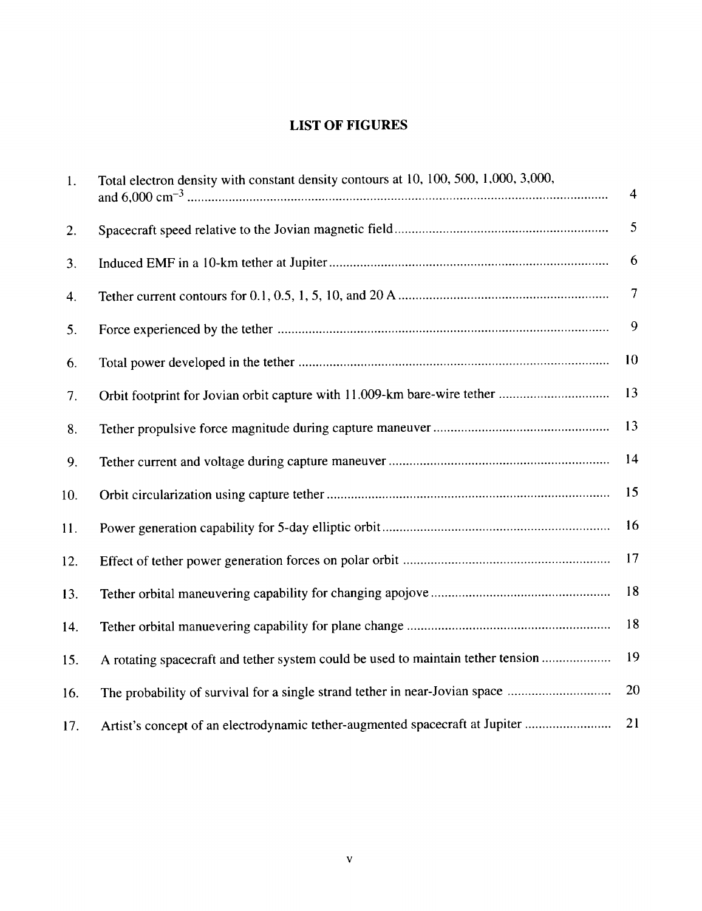## LIST OF FIGURES

| | | |
|---|---|---|
| 1. | Total electron density with constant density contours at 10, 100, 500, 1,000, 3,000, and 6,000 $cm^{-3}$ | 4 |
| 2. | Spacecraft speed relative to the Jovian magnetic field | 5 |
| 3. | Induced EMF in a 10-km tether at Jupiter | 6 |
| 4. | Tether current contours for 0.1, 0.5, 1, 5, 10, and 20 A | 7 |
| 5. | Force experienced by the tether | 9 |
| 6. | Total power developed in the tether | 10 |
| 7. | Orbit footprint for Jovian orbit capture with 11.009-km bare-wire tether | 13 |
| 8. | Tether propulsive force magnitude during capture maneuver | 13 |
| 9. | Tether current and voltage during capture maneuver | 14 |
| 10. | Orbit circularization using capture tether | 15 |
| 11. | Power generation capability for 5-day elliptic orbit | 16 |
| 12. | Effect of tether power generation forces on polar orbit | 17 |
| 13. | Tether orbital maneuvering capability for changing apojove | 18 |
| 14. | Tether orbital manuevering capability for plane change | 18 |
| 15. | A rotating spacecraft and tether system could be used to maintain tether tension | 19 |
| 16. | The probability of survival for a single strand tether in near-Jovian space | 20 |
| 17. | Artist's concept of an electrodynamic tether-augmented spacecraft at Jupiter | 21 |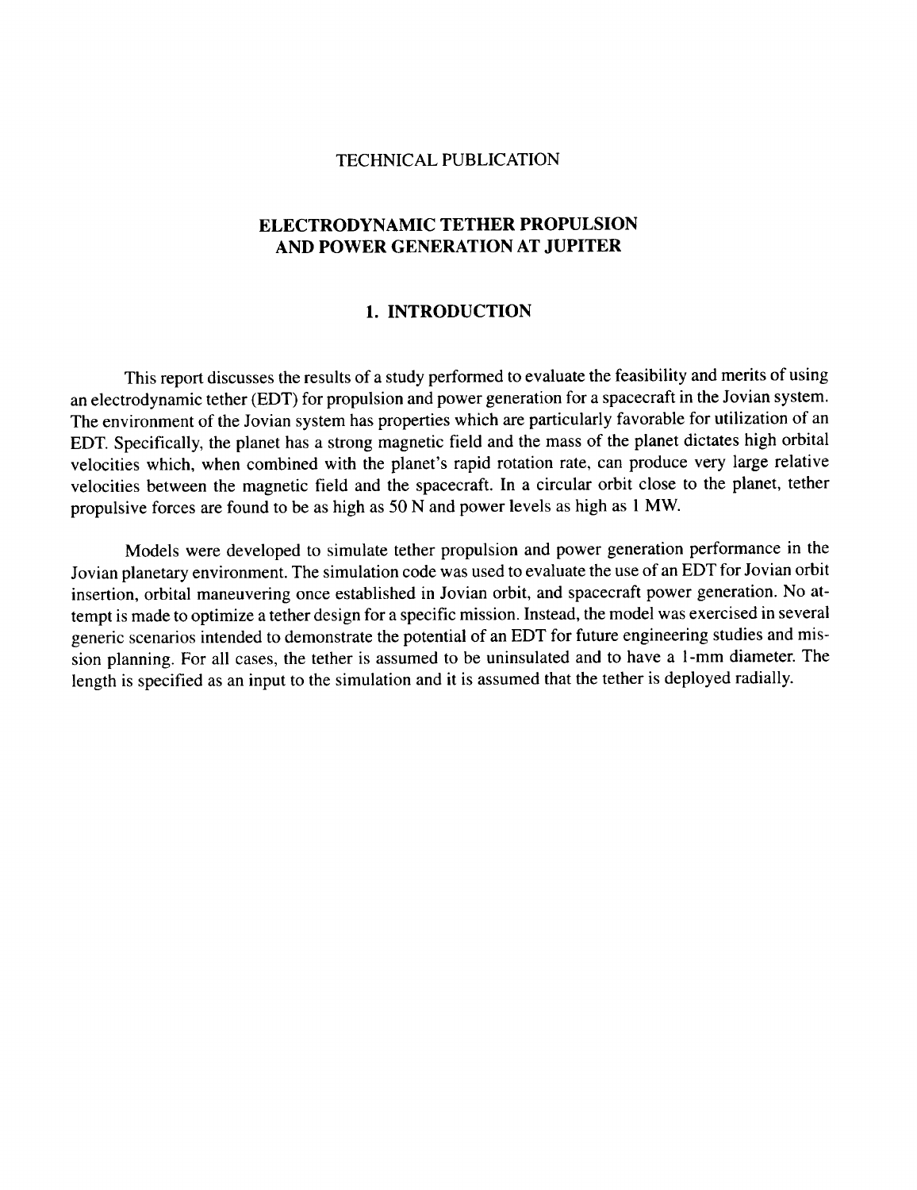TECHNICAL PUBLICATION

# ELECTRODYNAMIC TETHER PROPULSION AND POWER GENERATION AT JUPITER

## 1. INTRODUCTION

This report discusses the results of a study performed to evaluate the feasibility and merits of using an electrodynamic tether (EDT) for propulsion and power generation for a spacecraft in the Jovian system. The environment of the Jovian system has properties which are particularly favorable for utilization of an EDT. Specifically, the planet has a strong magnetic field and the mass of the planet dictates high orbital velocities which, when combined with the planet's rapid rotation rate, can produce very large relative velocities between the magnetic field and the spacecraft. In a circular orbit close to the planet, tether propulsive forces are found to be as high as 50 N and power levels as high as 1 MW.

Models were developed to simulate tether propulsion and power generation performance in the Jovian planetary environment. The simulation code was used to evaluate the use of an EDT for Jovian orbit insertion, orbital maneuvering once established in Jovian orbit, and spacecraft power generation. No attempt is made to optimize a tether design for a specific mission. Instead, the model was exercised in several generic scenarios intended to demonstrate the potential of an EDT for future engineering studies and mission planning. For all cases, the tether is assumed to be uninsulated and to have a 1-mm diameter. The length is specified as an input to the simulation and it is assumed that the tether is deployed radially.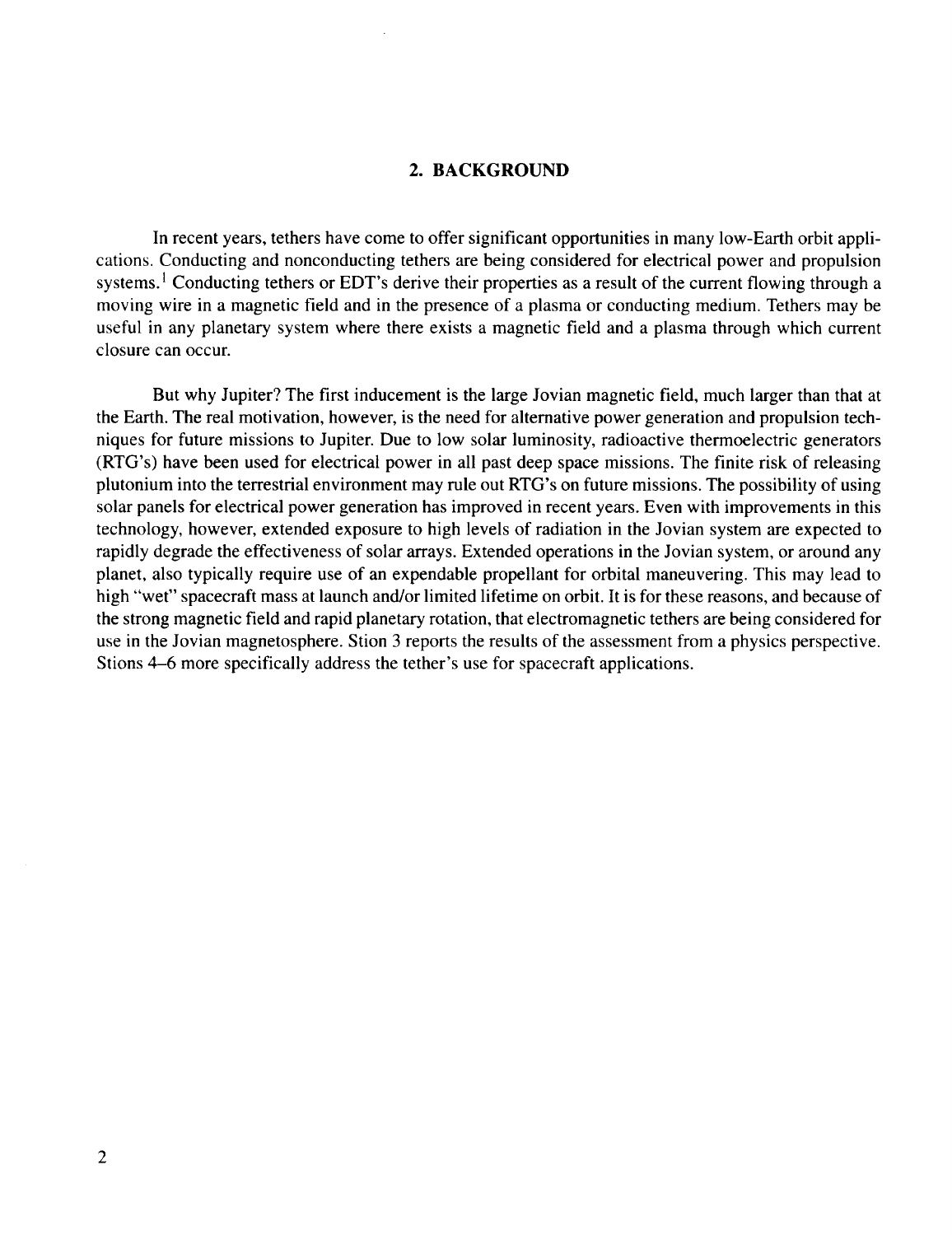## 2. BACKGROUND

In recent years, tethers have come to offer significant opportunities in many low-Earth orbit applications. Conducting and nonconducting tethers are being considered for electrical power and propulsion systems.[1] Conducting tethers or EDT's derive their properties as a result of the current flowing through a moving wire in a magnetic field and in the presence of a plasma or conducting medium. Tethers may be useful in any planetary system where there exists a magnetic field and a plasma through which current closure can occur.

But why Jupiter? The first inducement is the large Jovian magnetic field, much larger than that at the Earth. The real motivation, however, is the need for alternative power generation and propulsion techniques for future missions to Jupiter. Due to low solar luminosity, radioactive thermoelectric generators (RTG's) have been used for electrical power in all past deep space missions. The finite risk of releasing plutonium into the terrestrial environment may rule out RTG's on future missions. The possibility of using solar panels for electrical power generation has improved in recent years. Even with improvements in this technology, however, extended exposure to high levels of radiation in the Jovian system are expected to rapidly degrade the effectiveness of solar arrays. Extended operations in the Jovian system, or around any planet, also typically require use of an expendable propellant for orbital maneuvering. This may lead to high "wet" spacecraft mass at launch and/or limited lifetime on orbit. It is for these reasons, and because of the strong magnetic field and rapid planetary rotation, that electromagnetic tethers are being considered for use in the Jovian magnetosphere. Stion 3 reports the results of the assessment from a physics perspective. Stions 4–6 more specifically address the tether's use for spacecraft applications.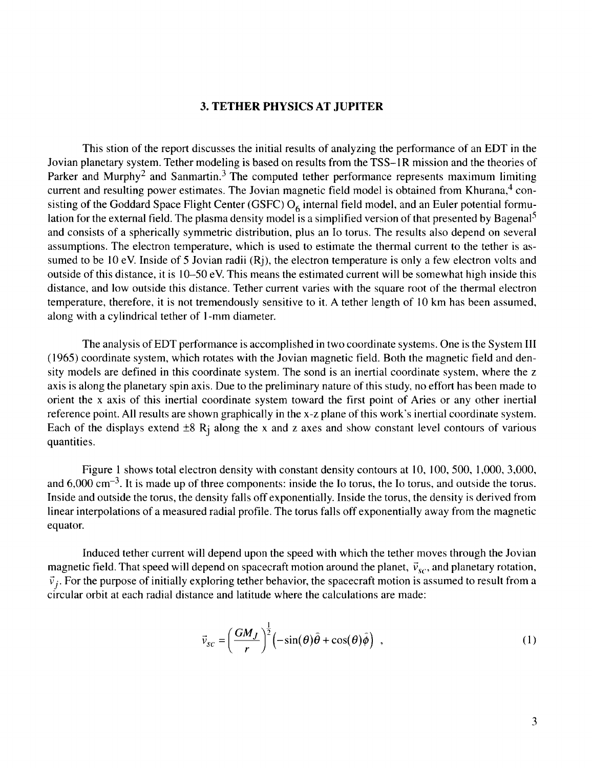## 3. TETHER PHYSICS AT JUPITER

This stion of the report discusses the initial results of analyzing the performance of an EDT in the Jovian planetary system. Tether modeling is based on results from the TSS–1R mission and the theories of Parker and Murphy[2] and Sanmartin.[3] The computed tether performance represents maximum limiting current and resulting power estimates. The Jovian magnetic field model is obtained from Khurana,[4] consisting of the Goddard Space Flight Center (GSFC) $O_6$ internal field model, and an Euler potential formulation for the external field. The plasma density model is a simplified version of that presented by Bagenal[5] and consists of a spherically symmetric distribution, plus an Io torus. The results also depend on several assumptions. The electron temperature, which is used to estimate the thermal current to the tether is assumed to be 10 eV. Inside of 5 Jovian radii (Rj), the electron temperature is only a few electron volts and outside of this distance, it is 10–50 eV. This means the estimated current will be somewhat high inside this distance, and low outside this distance. Tether current varies with the square root of the thermal electron temperature, therefore, it is not tremendously sensitive to it. A tether length of 10 km has been assumed, along with a cylindrical tether of 1-mm diameter.

The analysis of EDT performance is accomplished in two coordinate systems. One is the System III (1965) coordinate system, which rotates with the Jovian magnetic field. Both the magnetic field and density models are defined in this coordinate system. The sond is an inertial coordinate system, where the z axis is along the planetary spin axis. Due to the preliminary nature of this study, no effort has been made to orient the x axis of this inertial coordinate system toward the first point of Aries or any other inertial reference point. All results are shown graphically in the x-z plane of this work's inertial coordinate system. Each of the displays extend ±8 $R_j$ along the x and z axes and show constant level contours of various quantities.

Figure 1 shows total electron density with constant density contours at 10, 100, 500, 1,000, 3,000, and 6,000 $cm^{-3}$. It is made up of three components: inside the Io torus, the Io torus, and outside the torus. Inside and outside the torus, the density falls off exponentially. Inside the torus, the density is derived from linear interpolations of a measured radial profile. The torus falls off exponentially away from the magnetic equator.

Induced tether current will depend upon the speed with which the tether moves through the Jovian magnetic field. That speed will depend on spacecraft motion around the planet, $\vec{v}_{sc}$, and planetary rotation, $\vec{v}_j$. For the purpose of initially exploring tether behavior, the spacecraft motion is assumed to result from a circular orbit at each radial distance and latitude where the calculations are made:

$$\vec{v}_{sc} = \left(\frac{GM_J}{r}\right)^{\frac{1}{2}} \left(-\sin(\theta)\hat{\theta} + \cos(\theta)\hat{\phi}\right) \ , \tag{1}$$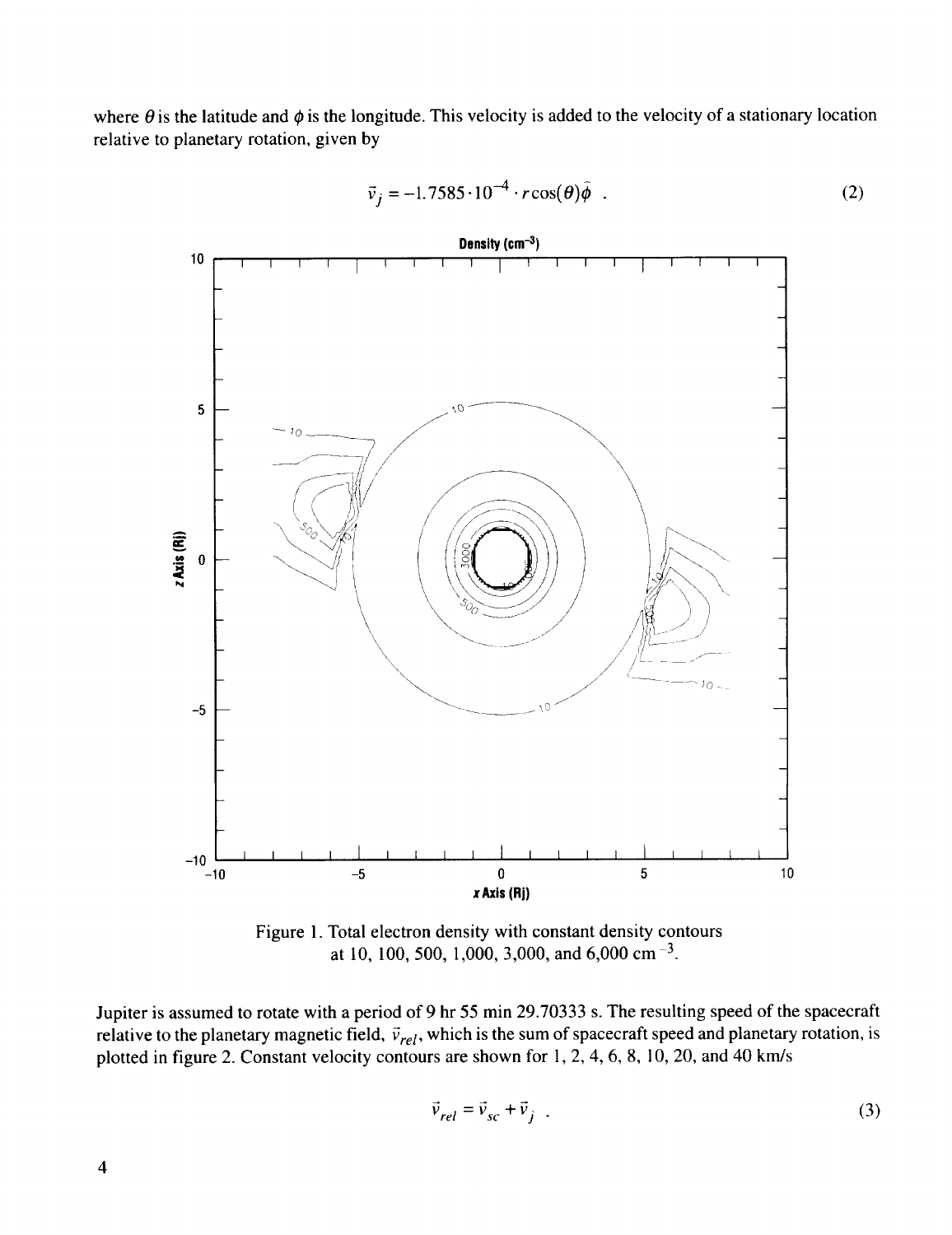where $\theta$ is the latitude and $\phi$ is the longitude. This velocity is added to the velocity of a stationary location relative to planetary rotation, given by

$$\vec{v}_j = -1.7585 \cdot 10^{-4} \cdot r\cos(\theta)\hat{\phi} \ . \tag{2}$$

Figure 1. Total electron density with constant density contours at 10, 100, 500, 1,000, 3,000, and 6,000 $cm^{-3}$.

Jupiter is assumed to rotate with a period of 9 hr 55 min 29.70333 s. The resulting speed of the spacecraft relative to the planetary magnetic field, $\vec{v}_{rel}$, which is the sum of spacecraft speed and planetary rotation, is plotted in figure 2. Constant velocity contours are shown for 1, 2, 4, 6, 8, 10, 20, and 40 km/s

$$\vec{v}_{rel} = \vec{v}_{sc} + \vec{v}_j \ . \tag{3}$$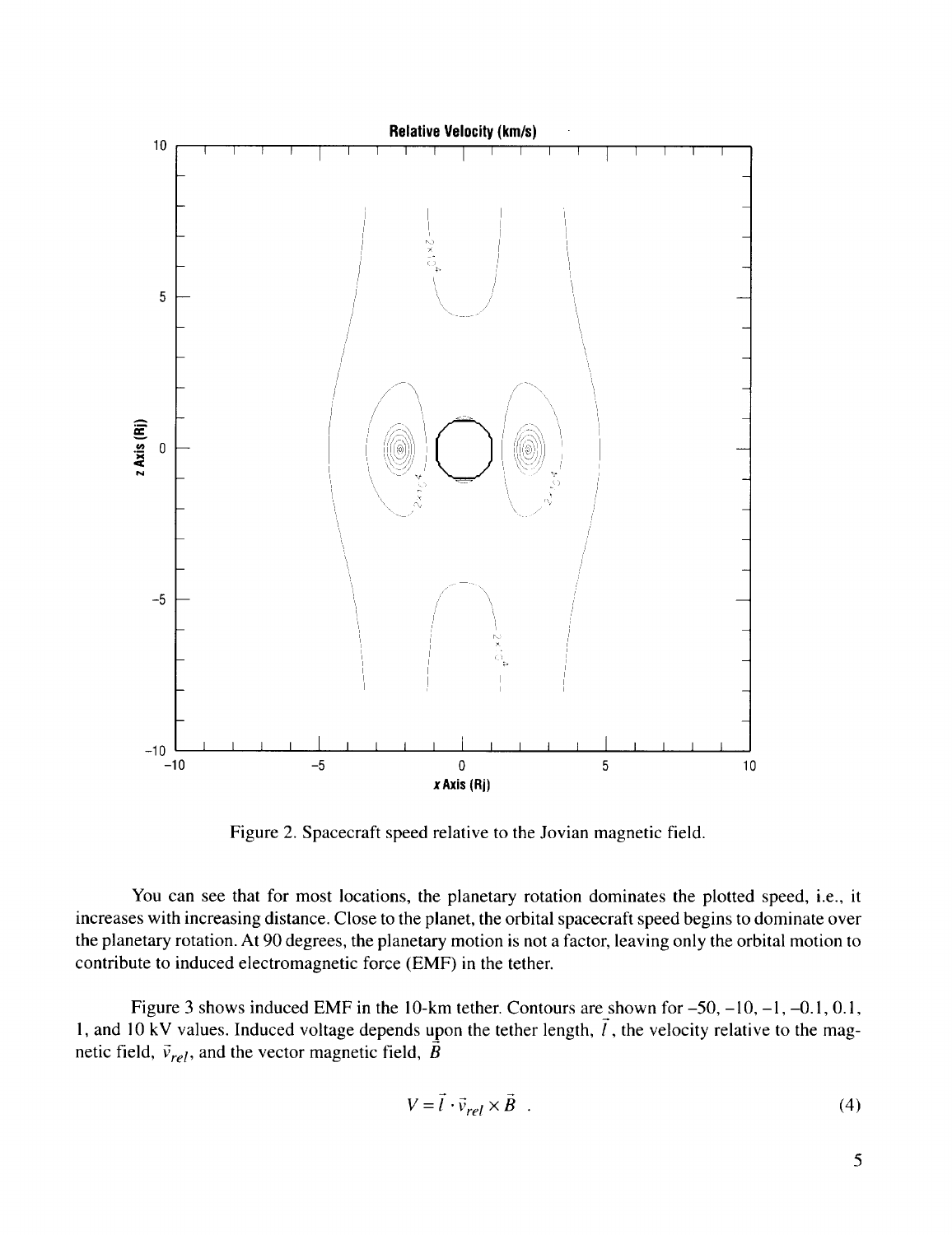Figure 2. Spacecraft speed relative to the Jovian magnetic field.

You can see that for most locations, the planetary rotation dominates the plotted speed, i.e., it increases with increasing distance. Close to the planet, the orbital spacecraft speed begins to dominate over the planetary rotation. At 90 degrees, the planetary motion is not a factor, leaving only the orbital motion to contribute to induced electromagnetic force (EMF) in the tether.

Figure 3 shows induced EMF in the 10-km tether. Contours are shown for –50, –10, –1, –0.1, 0.1, 1, and 10 kV values. Induced voltage depends upon the tether length, $\vec{l}$, the velocity relative to the magnetic field, $\vec{v}_{rel}$, and the vector magnetic field, $\vec{B}$

$$V = \vec{l} \cdot \vec{v}_{rel} \times \vec{B} \quad . \tag{4}$$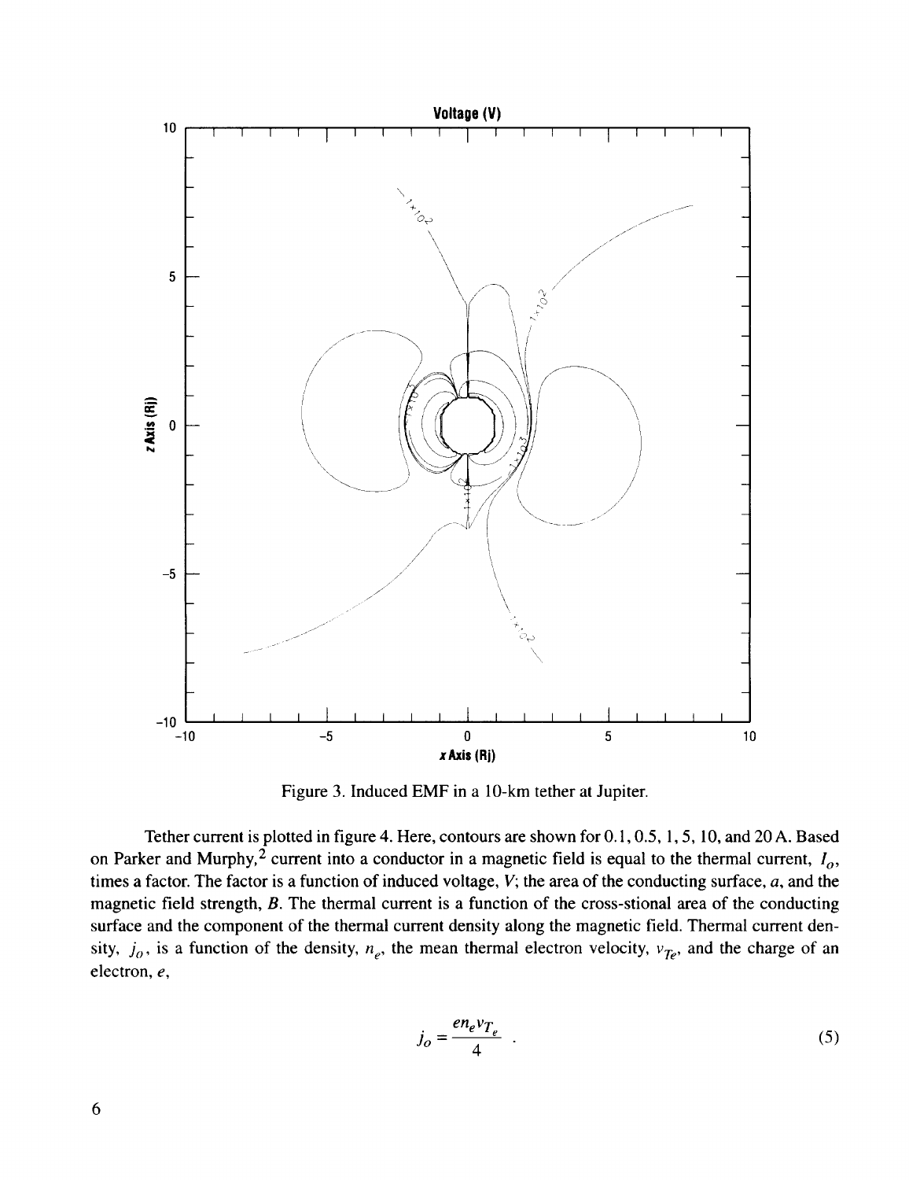Figure 3. Induced EMF in a 10-km tether at Jupiter.

Tether current is plotted in figure 4. Here, contours are shown for 0.1, 0.5, 1, 5, 10, and 20 A. Based on Parker and Murphy,[2] current into a conductor in a magnetic field is equal to the thermal current, $I_o$, times a factor. The factor is a function of induced voltage, $V$; the area of the conducting surface, $a$, and the magnetic field strength, $B$. The thermal current is a function of the cross-stional area of the conducting surface and the component of the thermal current density along the magnetic field. Thermal current density, $j_o$, is a function of the density, $n_e$, the mean thermal electron velocity, $v_{T_e}$, and the charge of an electron, $e$,

$$j_o = \frac{e n_e v_{T_e}}{4} \ . \tag{5}$$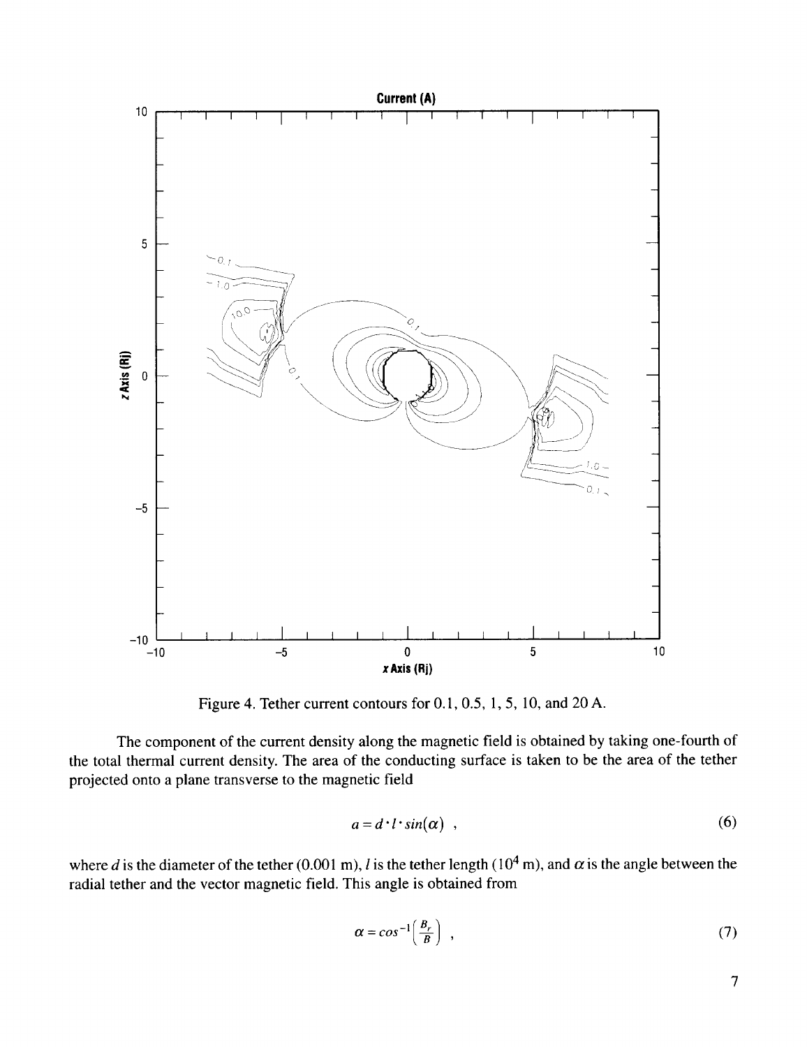Figure 4. Tether current contours for 0.1, 0.5, 1, 5, 10, and 20 A.

The component of the current density along the magnetic field is obtained by taking one-fourth of the total thermal current density. The area of the conducting surface is taken to be the area of the tether projected onto a plane transverse to the magnetic field

$$a = d \cdot l \cdot \sin(\alpha) \ , \tag{6}$$

where $d$ is the diameter of the tether (0.001 m), $l$ is the tether length ($10^4$ m), and $\alpha$ is the angle between the radial tether and the vector magnetic field. This angle is obtained from

$$\alpha = \cos^{-1}\left(\frac{B_r}{B}\right) \ , \tag{7}$$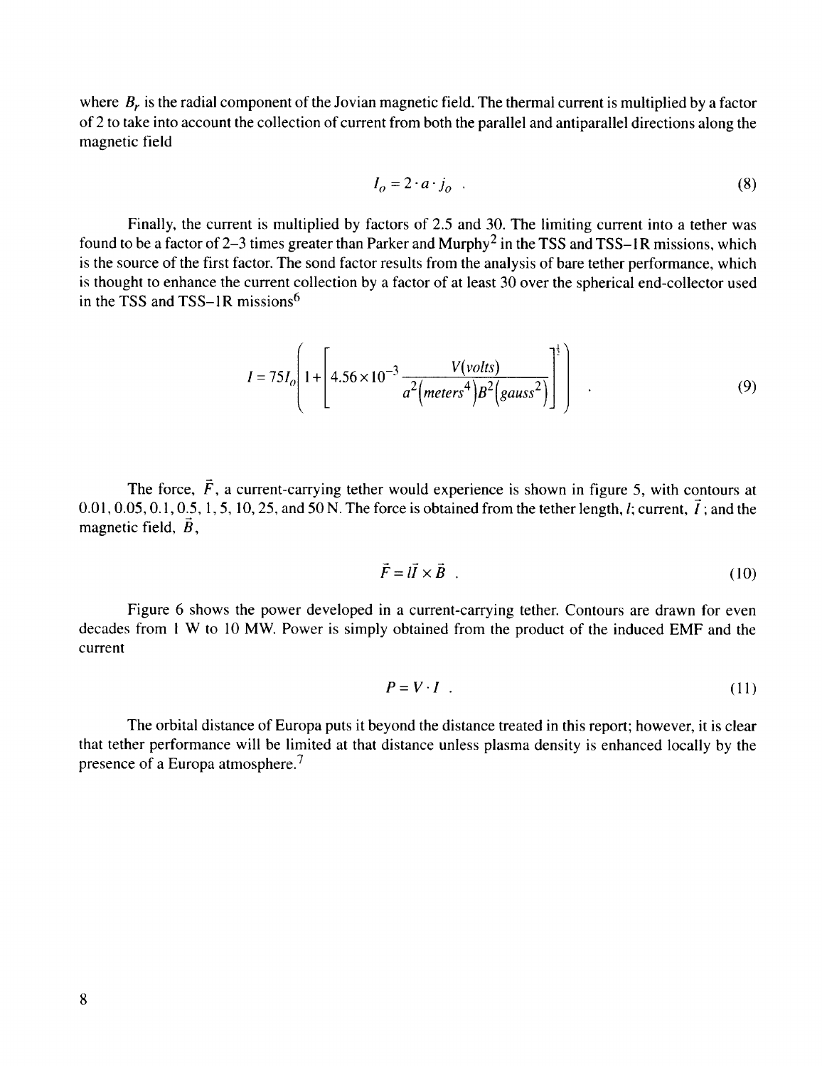where $B_r$ is the radial component of the Jovian magnetic field. The thermal current is multiplied by a factor of 2 to take into account the collection of current from both the parallel and antiparallel directions along the magnetic field

$$I_o = 2 \cdot a \cdot j_o \quad . \tag{8}$$

Finally, the current is multiplied by factors of 2.5 and 30. The limiting current into a tether was found to be a factor of 2–3 times greater than Parker and Murphy[2] in the TSS and TSS–1R missions, which is the source of the first factor. The sond factor results from the analysis of bare tether performance, which is thought to enhance the current collection by a factor of at least 30 over the spherical end-collector used in the TSS and TSS–1R missions[6]

$$I = 75 I_o \left( 1 + \left[ 4.56 \times 10^{-3} \frac{V(volts)}{a^2 \left(meters^4\right) B^2 \left(gauss^2\right)} \right]^{\frac{1}{2}} \right) \quad . \tag{9}$$

The force, $\vec{F}$, a current-carrying tether would experience is shown in figure 5, with contours at 0.01, 0.05, 0.1, 0.5, 1, 5, 10, 25, and 50 N. The force is obtained from the tether length, $l$; current, $\vec{I}$; and the magnetic field, $\vec{B}$,

$$\vec{F} = l \vec{I} \times \vec{B} \quad . \tag{10}$$

Figure 6 shows the power developed in a current-carrying tether. Contours are drawn for even decades from 1 W to 10 MW. Power is simply obtained from the product of the induced EMF and the current

$$P = V \cdot I \quad . \tag{11}$$

The orbital distance of Europa puts it beyond the distance treated in this report; however, it is clear that tether performance will be limited at that distance unless plasma density is enhanced locally by the presence of a Europa atmosphere.[7]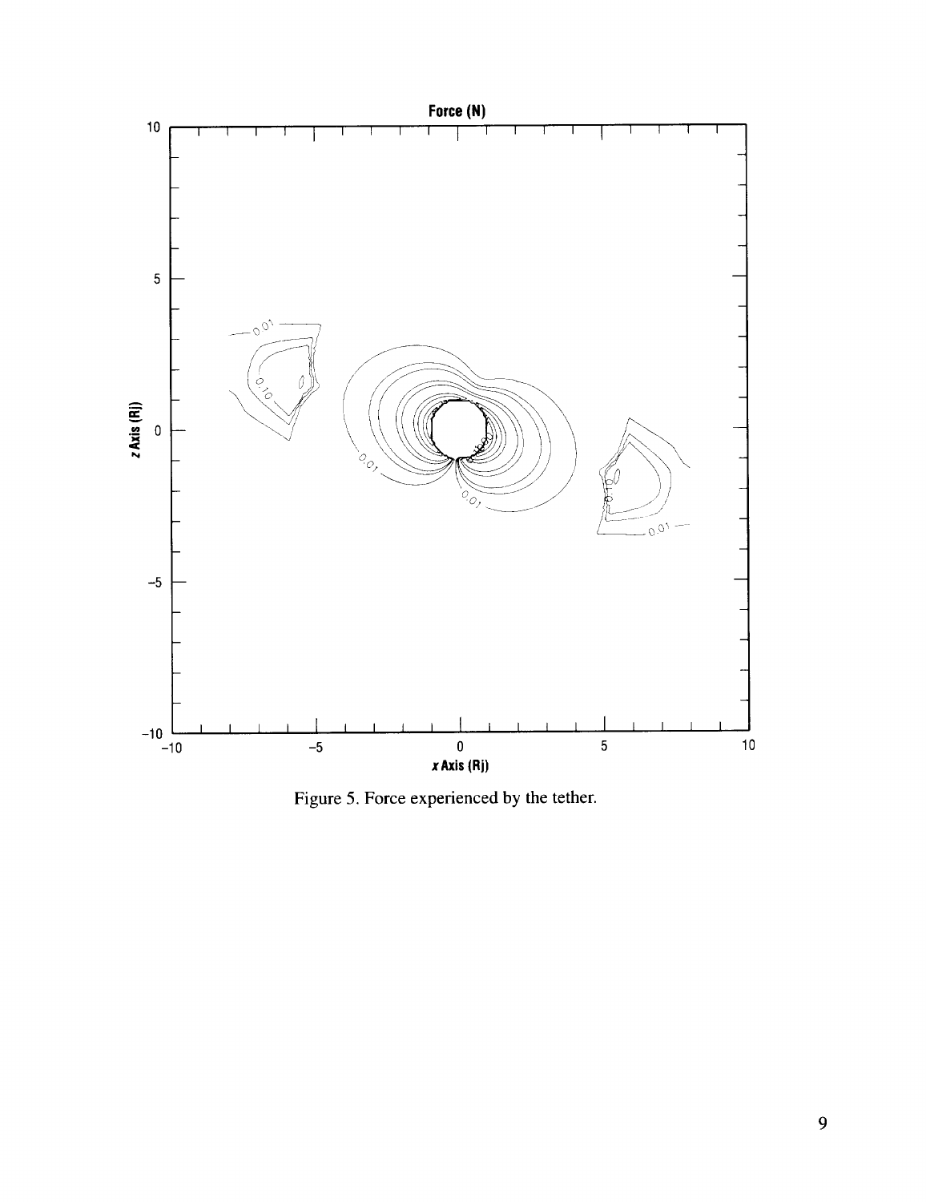Figure 5. Force experienced by the tether.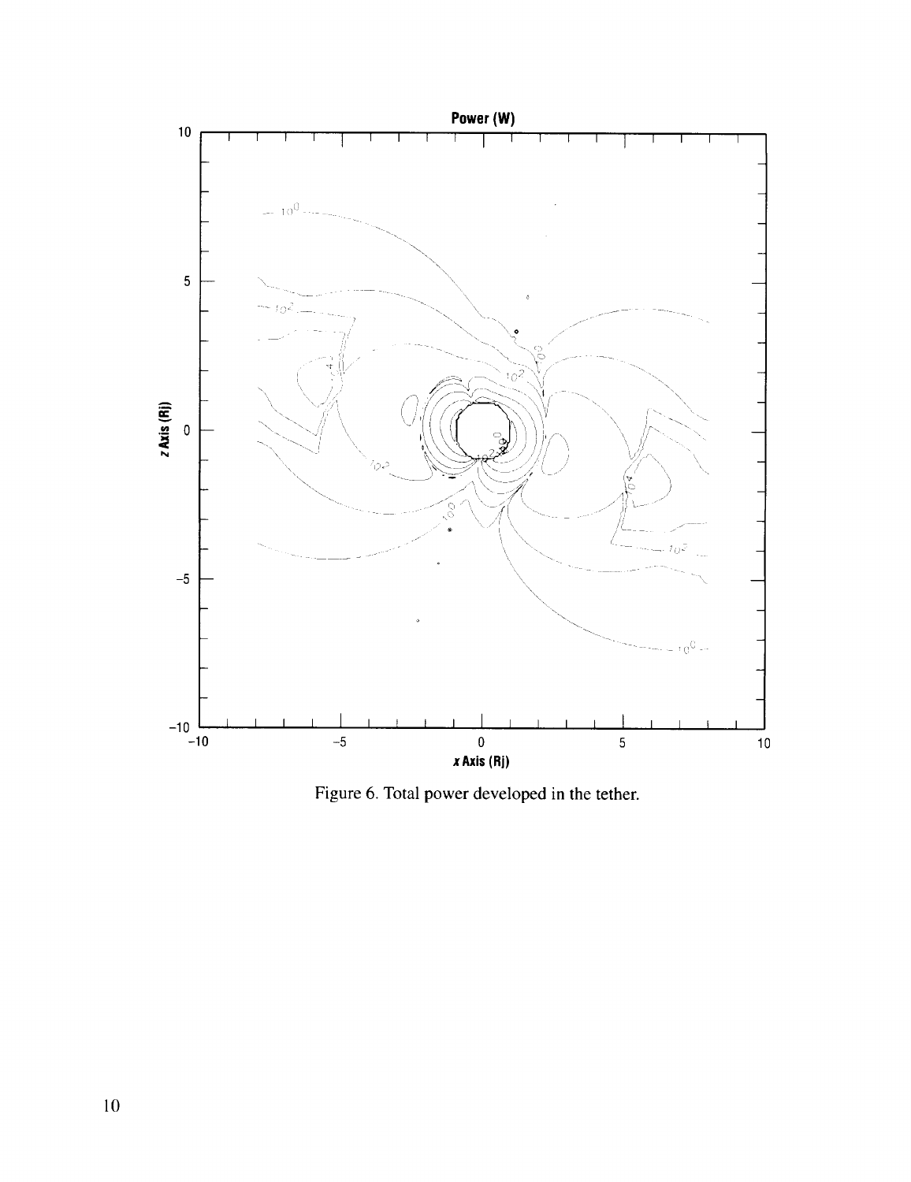Figure 6. Total power developed in the tether.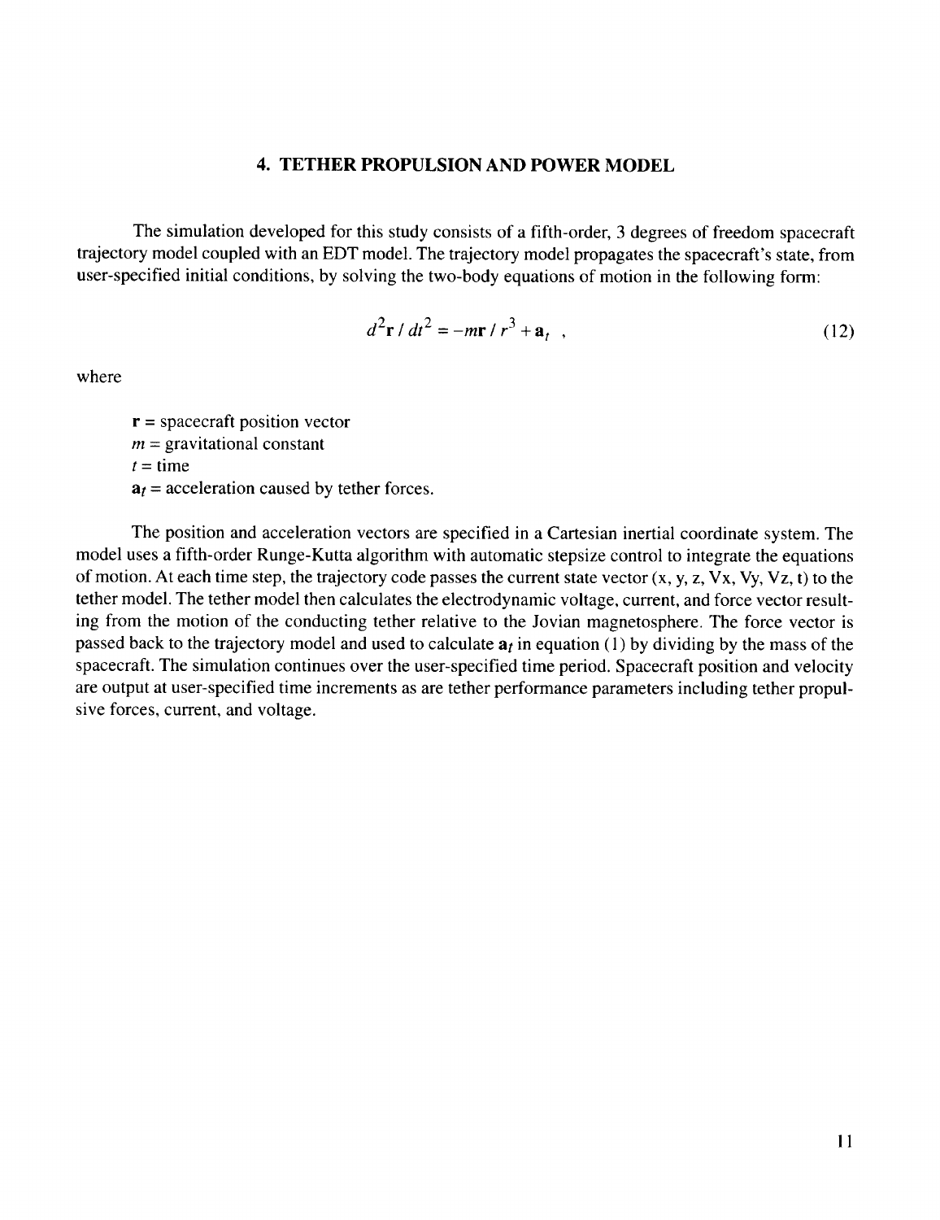## 4. TETHER PROPULSION AND POWER MODEL

The simulation developed for this study consists of a fifth-order, 3 degrees of freedom spacecraft trajectory model coupled with an EDT model. The trajectory model propagates the spacecraft's state, from user-specified initial conditions, by solving the two-body equations of motion in the following form:

$$d^2\mathbf{r} / dt^2 = -m\mathbf{r} / r^3 + \mathbf{a}_t \ , \tag{12}$$

where

$\mathbf{r}$ = spacecraft position vector
$m$ = gravitational constant
$t$ = time
$\mathbf{a}_t$ = acceleration caused by tether forces.

The position and acceleration vectors are specified in a Cartesian inertial coordinate system. The model uses a fifth-order Runge-Kutta algorithm with automatic stepsize control to integrate the equations of motion. At each time step, the trajectory code passes the current state vector (x, y, z, Vx, Vy, Vz, t) to the tether model. The tether model then calculates the electrodynamic voltage, current, and force vector resulting from the motion of the conducting tether relative to the Jovian magnetosphere. The force vector is passed back to the trajectory model and used to calculate $\mathbf{a}_t$ in equation (1) by dividing by the mass of the spacecraft. The simulation continues over the user-specified time period. Spacecraft position and velocity are output at user-specified time increments as are tether performance parameters including tether propulsive forces, current, and voltage.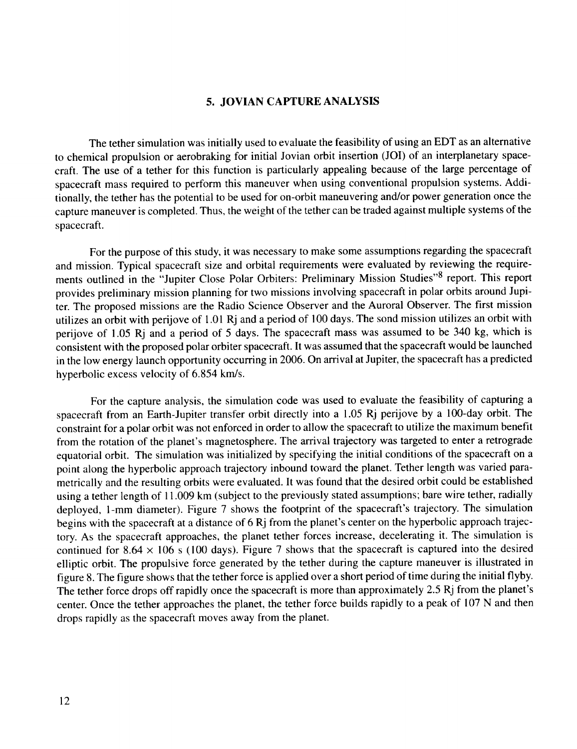## 5. JOVIAN CAPTURE ANALYSIS

The tether simulation was initially used to evaluate the feasibility of using an EDT as an alternative to chemical propulsion or aerobraking for initial Jovian orbit insertion (JOI) of an interplanetary spacecraft. The use of a tether for this function is particularly appealing because of the large percentage of spacecraft mass required to perform this maneuver when using conventional propulsion systems. Additionally, the tether has the potential to be used for on-orbit maneuvering and/or power generation once the capture maneuver is completed. Thus, the weight of the tether can be traded against multiple systems of the spacecraft.

For the purpose of this study, it was necessary to make some assumptions regarding the spacecraft and mission. Typical spacecraft size and orbital requirements were evaluated by reviewing the requirements outlined in the "Jupiter Close Polar Orbiters: Preliminary Mission Studies"[8] report. This report provides preliminary mission planning for two missions involving spacecraft in polar orbits around Jupiter. The proposed missions are the Radio Science Observer and the Auroral Observer. The first mission utilizes an orbit with perijove of 1.01 Rj and a period of 100 days. The sond mission utilizes an orbit with perijove of 1.05 Rj and a period of 5 days. The spacecraft mass was assumed to be 340 kg, which is consistent with the proposed polar orbiter spacecraft. It was assumed that the spacecraft would be launched in the low energy launch opportunity occurring in 2006. On arrival at Jupiter, the spacecraft has a predicted hyperbolic excess velocity of 6.854 km/s.

For the capture analysis, the simulation code was used to evaluate the feasibility of capturing a spacecraft from an Earth-Jupiter transfer orbit directly into a 1.05 Rj perijove by a 100-day orbit. The constraint for a polar orbit was not enforced in order to allow the spacecraft to utilize the maximum benefit from the rotation of the planet's magnetosphere. The arrival trajectory was targeted to enter a retrograde equatorial orbit. The simulation was initialized by specifying the initial conditions of the spacecraft on a point along the hyperbolic approach trajectory inbound toward the planet. Tether length was varied parametrically and the resulting orbits were evaluated. It was found that the desired orbit could be established using a tether length of 11.009 km (subject to the previously stated assumptions; bare wire tether, radially deployed, 1-mm diameter). Figure 7 shows the footprint of the spacecraft's trajectory. The simulation begins with the spacecraft at a distance of 6 Rj from the planet's center on the hyperbolic approach trajectory. As the spacecraft approaches, the planet tether forces increase, decelerating it. The simulation is continued for $8.64 \times 106$ s (100 days). Figure 7 shows that the spacecraft is captured into the desired elliptic orbit. The propulsive force generated by the tether during the capture maneuver is illustrated in figure 8. The figure shows that the tether force is applied over a short period of time during the initial flyby. The tether force drops off rapidly once the spacecraft is more than approximately 2.5 Rj from the planet's center. Once the tether approaches the planet, the tether force builds rapidly to a peak of 107 N and then drops rapidly as the spacecraft moves away from the planet.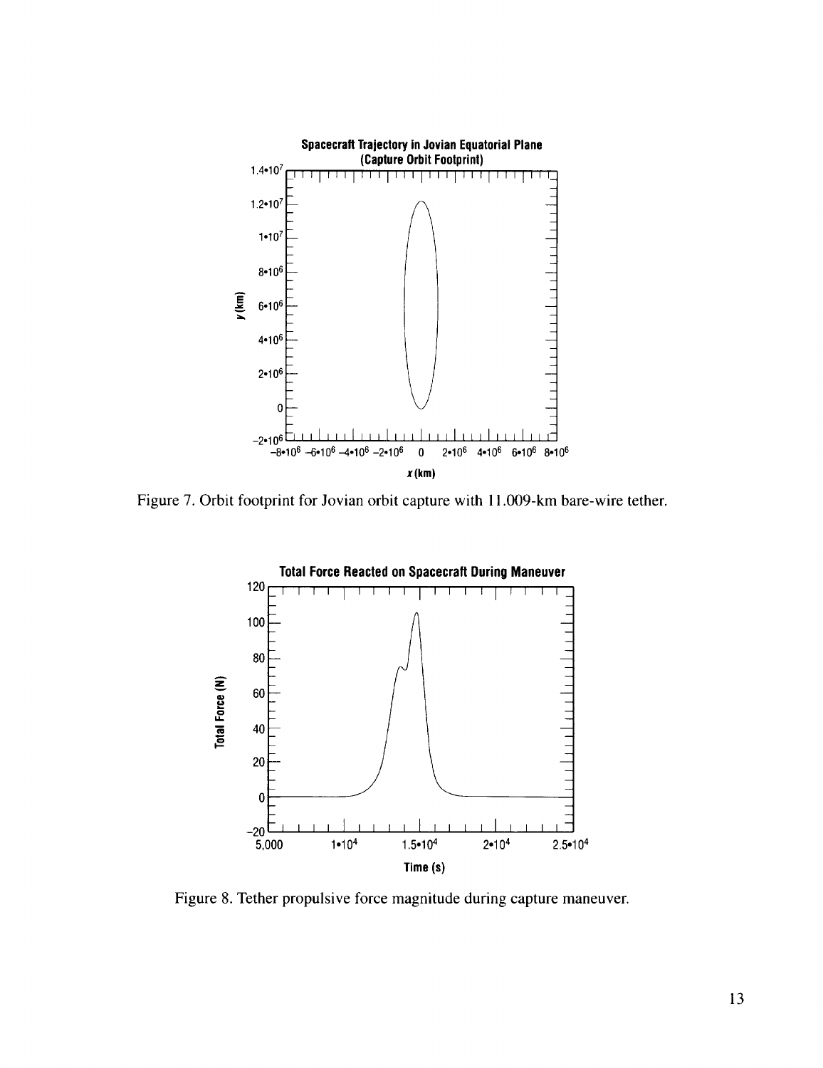Figure 7. Orbit footprint for Jovian orbit capture with 11.009-km bare-wire tether.

Figure 8. Tether propulsive force magnitude during capture maneuver.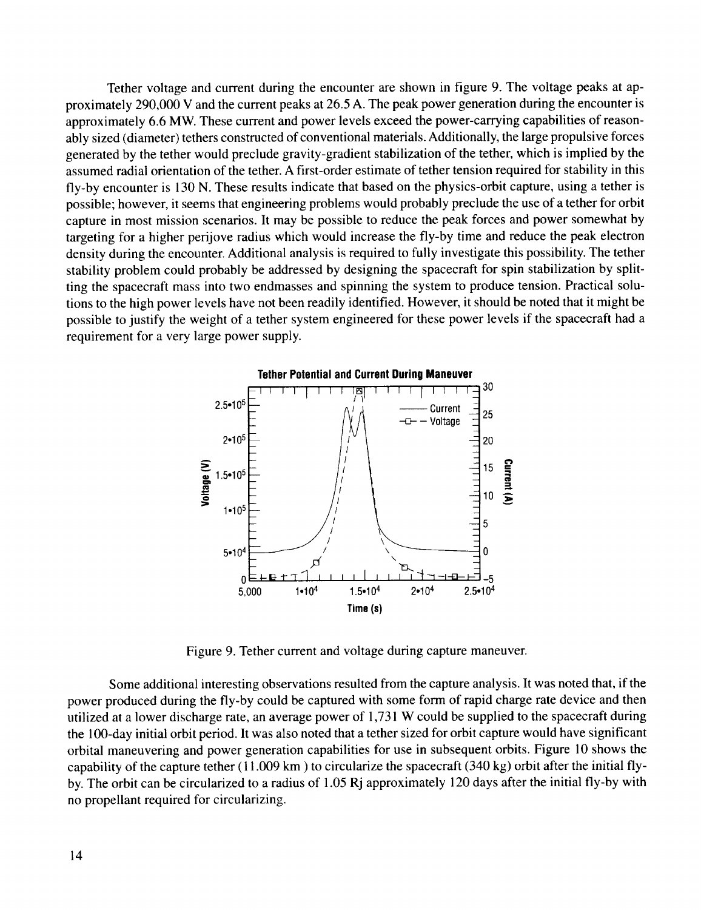Tether voltage and current during the encounter are shown in figure 9. The voltage peaks at approximately 290,000 V and the current peaks at 26.5 A. The peak power generation during the encounter is approximately 6.6 MW. These current and power levels exceed the power-carrying capabilities of reasonably sized (diameter) tethers constructed of conventional materials. Additionally, the large propulsive forces generated by the tether would preclude gravity-gradient stabilization of the tether, which is implied by the assumed radial orientation of the tether. A first-order estimate of tether tension required for stability in this fly-by encounter is 130 N. These results indicate that based on the physics-orbit capture, using a tether is possible; however, it seems that engineering problems would probably preclude the use of a tether for orbit capture in most mission scenarios. It may be possible to reduce the peak forces and power somewhat by targeting for a higher perijove radius which would increase the fly-by time and reduce the peak electron density during the encounter. Additional analysis is required to fully investigate this possibility. The tether stability problem could probably be addressed by designing the spacecraft for spin stabilization by splitting the spacecraft mass into two endmasses and spinning the system to produce tension. Practical solutions to the high power levels have not been readily identified. However, it should be noted that it might be possible to justify the weight of a tether system engineered for these power levels if the spacecraft had a requirement for a very large power supply.

Figure 9. Tether current and voltage during capture maneuver.

Some additional interesting observations resulted from the capture analysis. It was noted that, if the power produced during the fly-by could be captured with some form of rapid charge rate device and then utilized at a lower discharge rate, an average power of 1,731 W could be supplied to the spacecraft during the 100-day initial orbit period. It was also noted that a tether sized for orbit capture would have significant orbital maneuvering and power generation capabilities for use in subsequent orbits. Figure 10 shows the capability of the capture tether (11.009 km ) to circularize the spacecraft (340 kg) orbit after the initial fly-by. The orbit can be circularized to a radius of 1.05 Rj approximately 120 days after the initial fly-by with no propellant required for circularizing.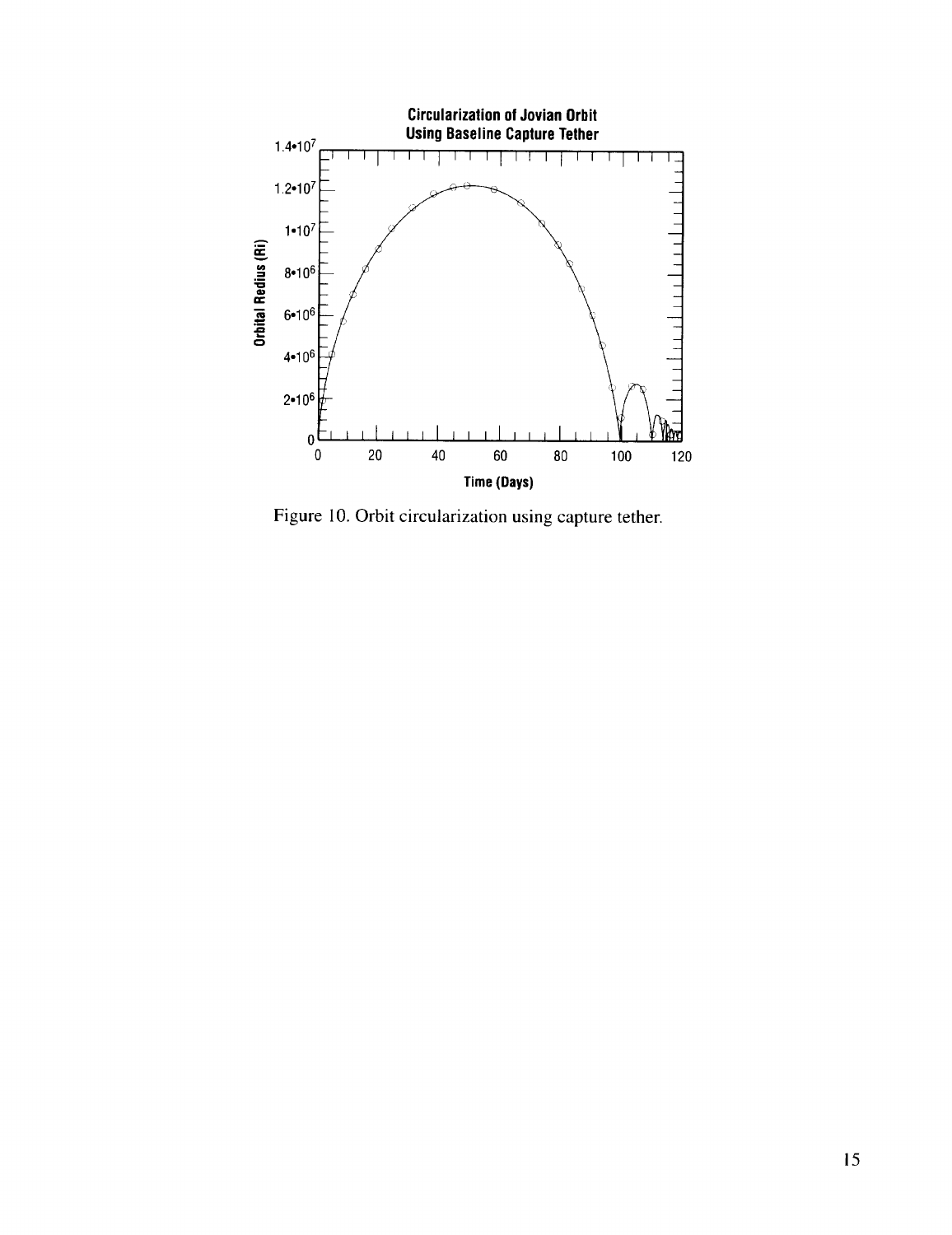Figure 10. Orbit circularization using capture tether.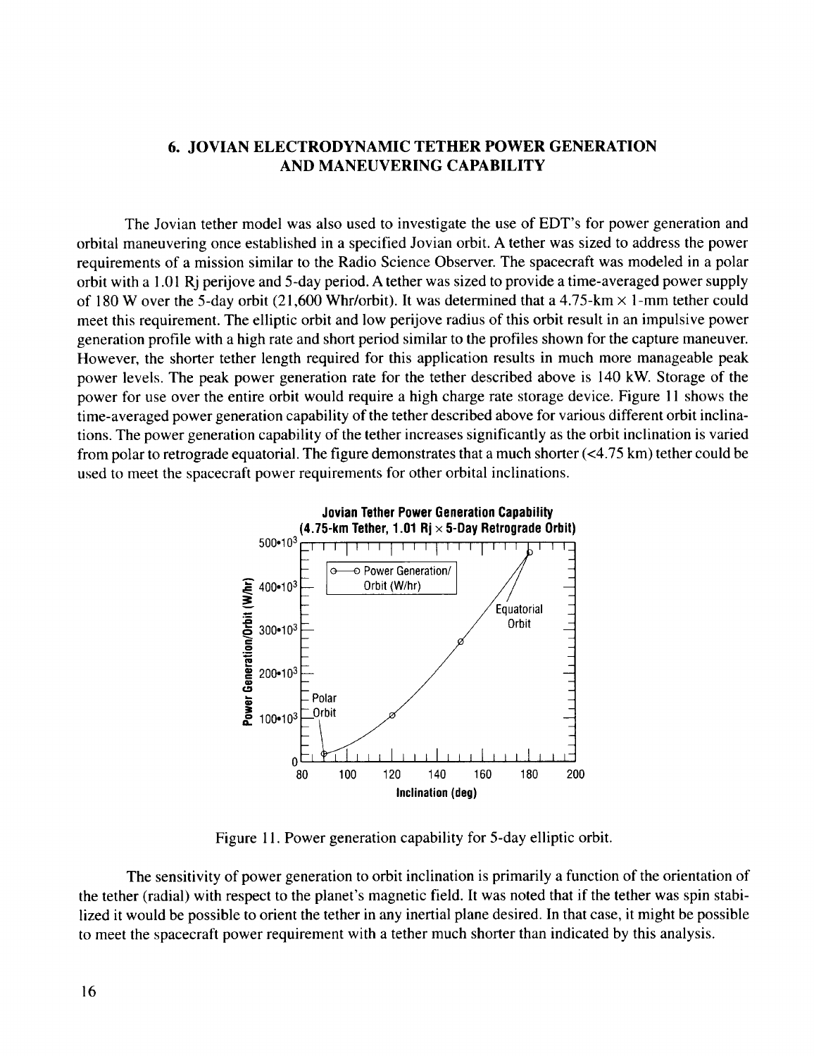## 6. JOVIAN ELECTRODYNAMIC TETHER POWER GENERATION AND MANEUVERING CAPABILITY

The Jovian tether model was also used to investigate the use of EDT's for power generation and orbital maneuvering once established in a specified Jovian orbit. A tether was sized to address the power requirements of a mission similar to the Radio Science Observer. The spacecraft was modeled in a polar orbit with a 1.01 Rj perijove and 5-day period. A tether was sized to provide a time-averaged power supply of 180 W over the 5-day orbit (21,600 Whr/orbit). It was determined that a 4.75-km × 1-mm tether could meet this requirement. The elliptic orbit and low perijove radius of this orbit result in an impulsive power generation profile with a high rate and short period similar to the profiles shown for the capture maneuver. However, the shorter tether length required for this application results in much more manageable peak power levels. The peak power generation rate for the tether described above is 140 kW. Storage of the power for use over the entire orbit would require a high charge rate storage device. Figure 11 shows the time-averaged power generation capability of the tether described above for various different orbit inclinations. The power generation capability of the tether increases significantly as the orbit inclination is varied from polar to retrograde equatorial. The figure demonstrates that a much shorter (<4.75 km) tether could be used to meet the spacecraft power requirements for other orbital inclinations.

**Jovian Tether Power Generation Capability (4.75-km Tether, 1.01 Rj × 5-Day Retrograde Orbit)**

Figure 11. Power generation capability for 5-day elliptic orbit.

The sensitivity of power generation to orbit inclination is primarily a function of the orientation of the tether (radial) with respect to the planet's magnetic field. It was noted that if the tether was spin stabilized it would be possible to orient the tether in any inertial plane desired. In that case, it might be possible to meet the spacecraft power requirement with a tether much shorter than indicated by this analysis.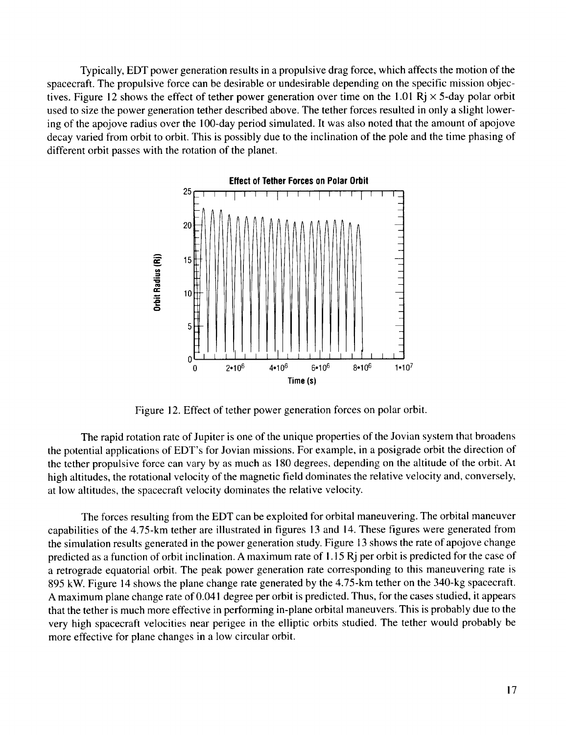Typically, EDT power generation results in a propulsive drag force, which affects the motion of the spacecraft. The propulsive force can be desirable or undesirable depending on the specific mission objectives. Figure 12 shows the effect of tether power generation over time on the 1.01 Rj × 5-day polar orbit used to size the power generation tether described above. The tether forces resulted in only a slight lowering of the apojove radius over the 100-day period simulated. It was also noted that the amount of apojove decay varied from orbit to orbit. This is possibly due to the inclination of the pole and the time phasing of different orbit passes with the rotation of the planet.

Figure 12. Effect of tether power generation forces on polar orbit.

The rapid rotation rate of Jupiter is one of the unique properties of the Jovian system that broadens the potential applications of EDT's for Jovian missions. For example, in a posigrade orbit the direction of the tether propulsive force can vary by as much as 180 degrees, depending on the altitude of the orbit. At high altitudes, the rotational velocity of the magnetic field dominates the relative velocity and, conversely, at low altitudes, the spacecraft velocity dominates the relative velocity.

The forces resulting from the EDT can be exploited for orbital maneuvering. The orbital maneuver capabilities of the 4.75-km tether are illustrated in figures 13 and 14. These figures were generated from the simulation results generated in the power generation study. Figure 13 shows the rate of apojove change predicted as a function of orbit inclination. A maximum rate of 1.15 Rj per orbit is predicted for the case of a retrograde equatorial orbit. The peak power generation rate corresponding to this maneuvering rate is 895 kW. Figure 14 shows the plane change rate generated by the 4.75-km tether on the 340-kg spacecraft. A maximum plane change rate of 0.041 degree per orbit is predicted. Thus, for the cases studied, it appears that the tether is much more effective in performing in-plane orbital maneuvers. This is probably due to the very high spacecraft velocities near perigee in the elliptic orbits studied. The tether would probably be more effective for plane changes in a low circular orbit.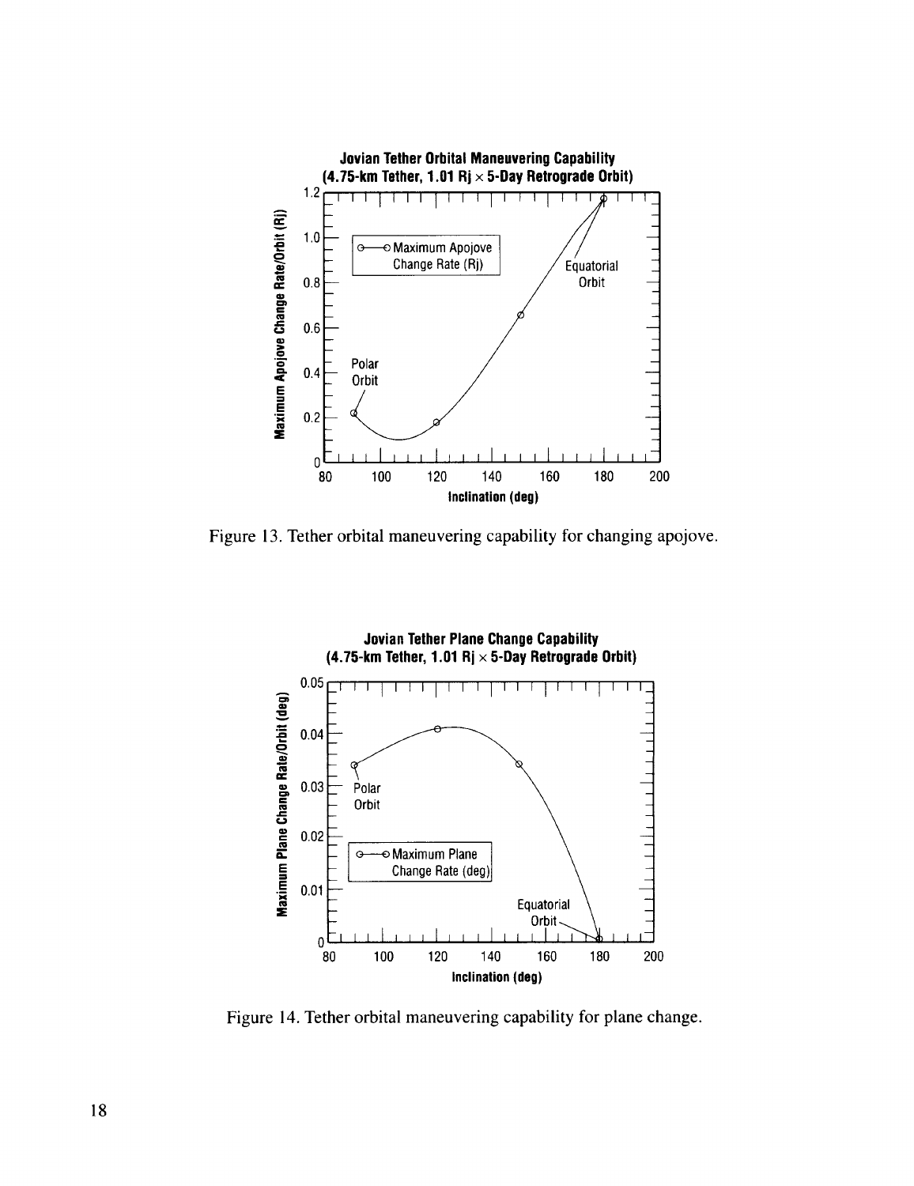Figure 13. Tether orbital maneuvering capability for changing apojove.

Figure 14. Tether orbital maneuvering capability for plane change.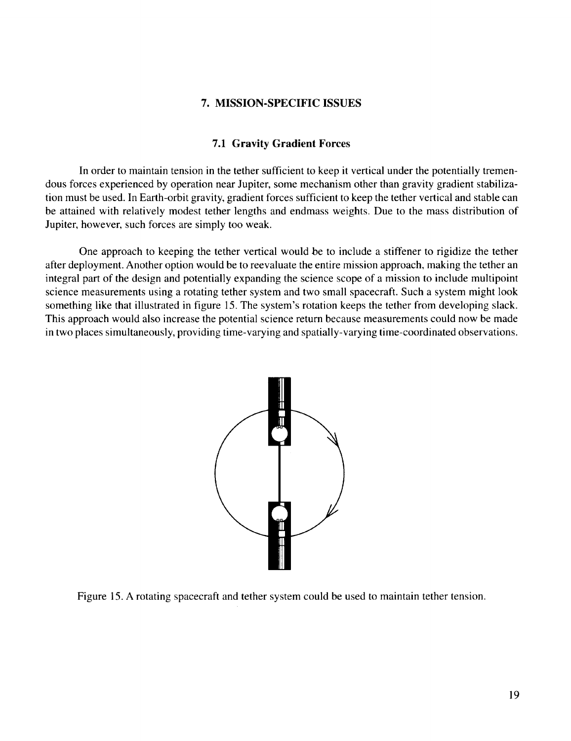## 7. MISSION-SPECIFIC ISSUES

### 7.1 Gravity Gradient Forces

In order to maintain tension in the tether sufficient to keep it vertical under the potentially tremendous forces experienced by operation near Jupiter, some mechanism other than gravity gradient stabilization must be used. In Earth-orbit gravity, gradient forces sufficient to keep the tether vertical and stable can be attained with relatively modest tether lengths and endmass weights. Due to the mass distribution of Jupiter, however, such forces are simply too weak.

One approach to keeping the tether vertical would be to include a stiffener to rigidize the tether after deployment. Another option would be to reevaluate the entire mission approach, making the tether an integral part of the design and potentially expanding the science scope of a mission to include multipoint science measurements using a rotating tether system and two small spacecraft. Such a system might look something like that illustrated in figure 15. The system's rotation keeps the tether from developing slack. This approach would also increase the potential science return because measurements could now be made in two places simultaneously, providing time-varying and spatially-varying time-coordinated observations.

Figure 15. A rotating spacecraft and tether system could be used to maintain tether tension.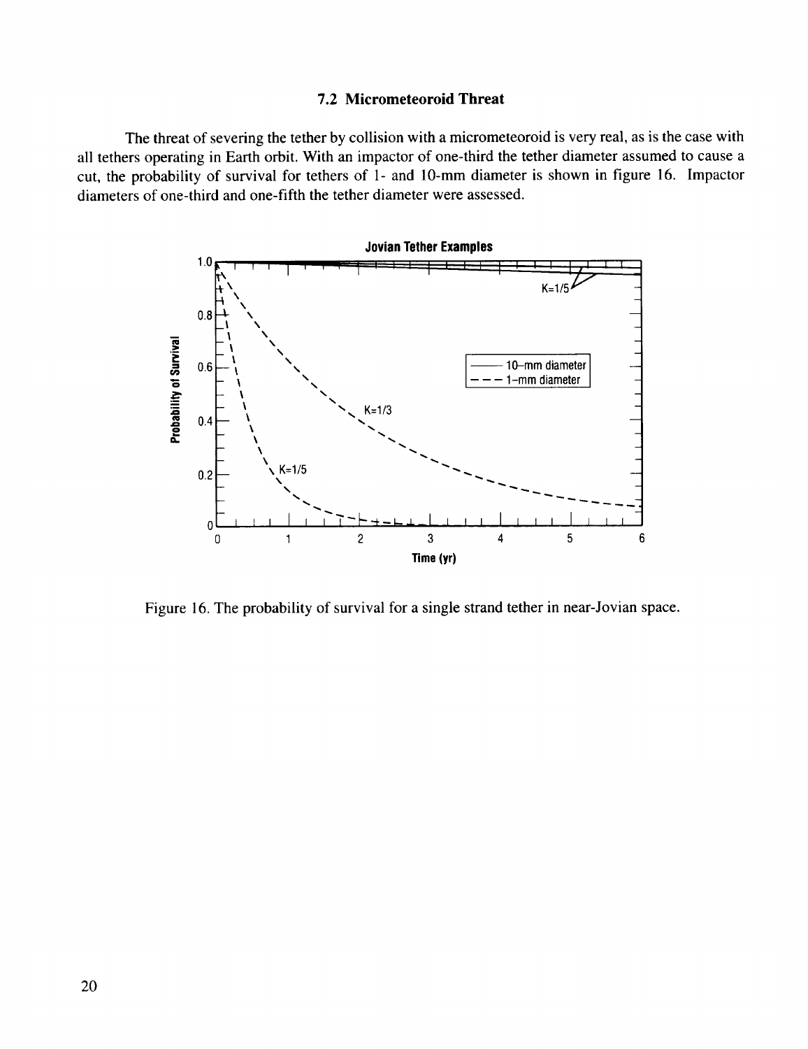### 7.2 Micrometeoroid Threat

The threat of severing the tether by collision with a micrometeoroid is very real, as is the case with all tethers operating in Earth orbit. With an impactor of one-third the tether diameter assumed to cause a cut, the probability of survival for tethers of 1- and 10-mm diameter is shown in figure 16. Impactor diameters of one-third and one-fifth the tether diameter were assessed.

Figure 16. The probability of survival for a single strand tether in near-Jovian space.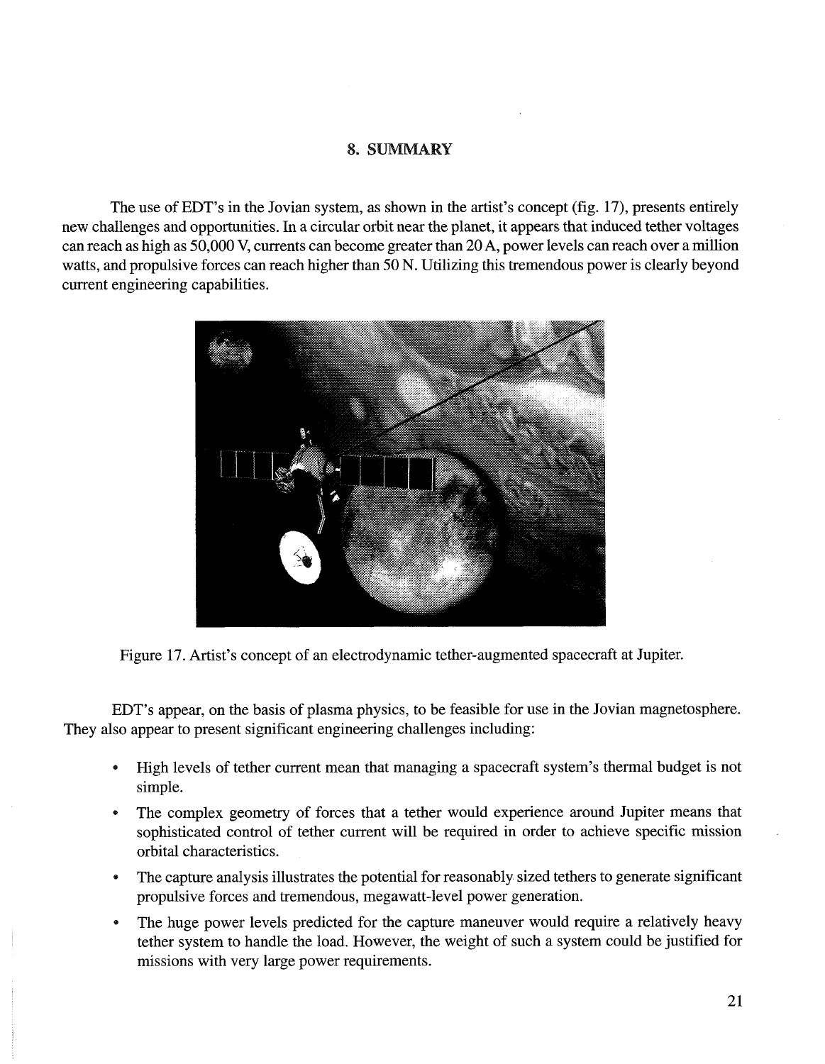# 8. SUMMARY

The use of EDT's in the Jovian system, as shown in the artist's concept (fig. 17), presents entirely new challenges and opportunities. In a circular orbit near the planet, it appears that induced tether voltages can reach as high as 50,000 V, currents can become greater than 20 A, power levels can reach over a million watts, and propulsive forces can reach higher than 50 N. Utilizing this tremendous power is clearly beyond current engineering capabilities.

Figure 17. Artist's concept of an electrodynamic tether-augmented spacecraft at Jupiter.

EDT's appear, on the basis of plasma physics, to be feasible for use in the Jovian magnetosphere. They also appear to present significant engineering challenges including:

- High levels of tether current mean that managing a spacecraft system's thermal budget is not simple.
- The complex geometry of forces that a tether would experience around Jupiter means that sophisticated control of tether current will be required in order to achieve specific mission orbital characteristics.
- The capture analysis illustrates the potential for reasonably sized tethers to generate significant propulsive forces and tremendous, megawatt-level power generation.
- The huge power levels predicted for the capture maneuver would require a relatively heavy tether system to handle the load. However, the weight of such a system could be justified for missions with very large power requirements.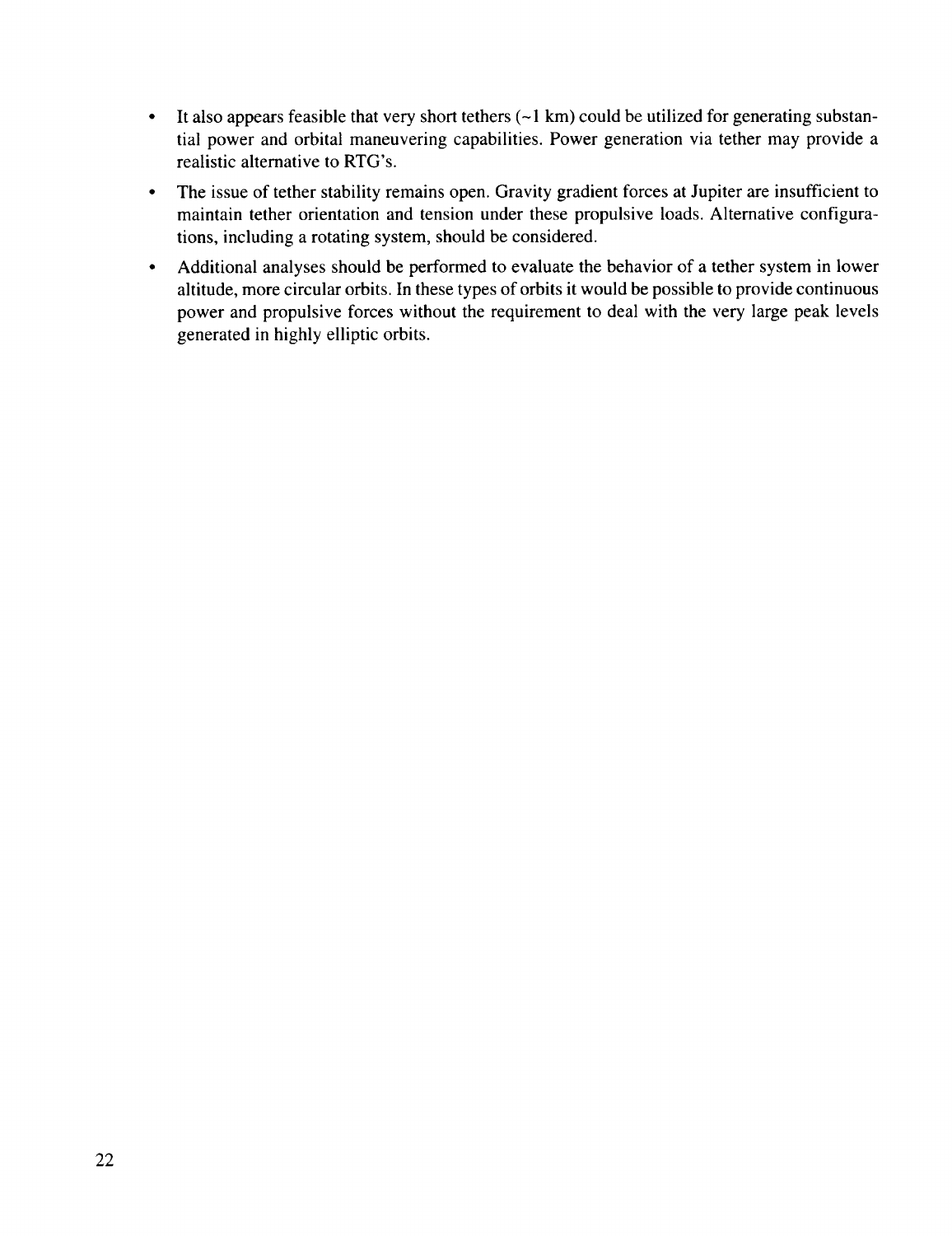- It also appears feasible that very short tethers (~1 km) could be utilized for generating substantial power and orbital maneuvering capabilities. Power generation via tether may provide a realistic alternative to RTG's.
- The issue of tether stability remains open. Gravity gradient forces at Jupiter are insufficient to maintain tether orientation and tension under these propulsive loads. Alternative configurations, including a rotating system, should be considered.
- Additional analyses should be performed to evaluate the behavior of a tether system in lower altitude, more circular orbits. In these types of orbits it would be possible to provide continuous power and propulsive forces without the requirement to deal with the very large peak levels generated in highly elliptic orbits.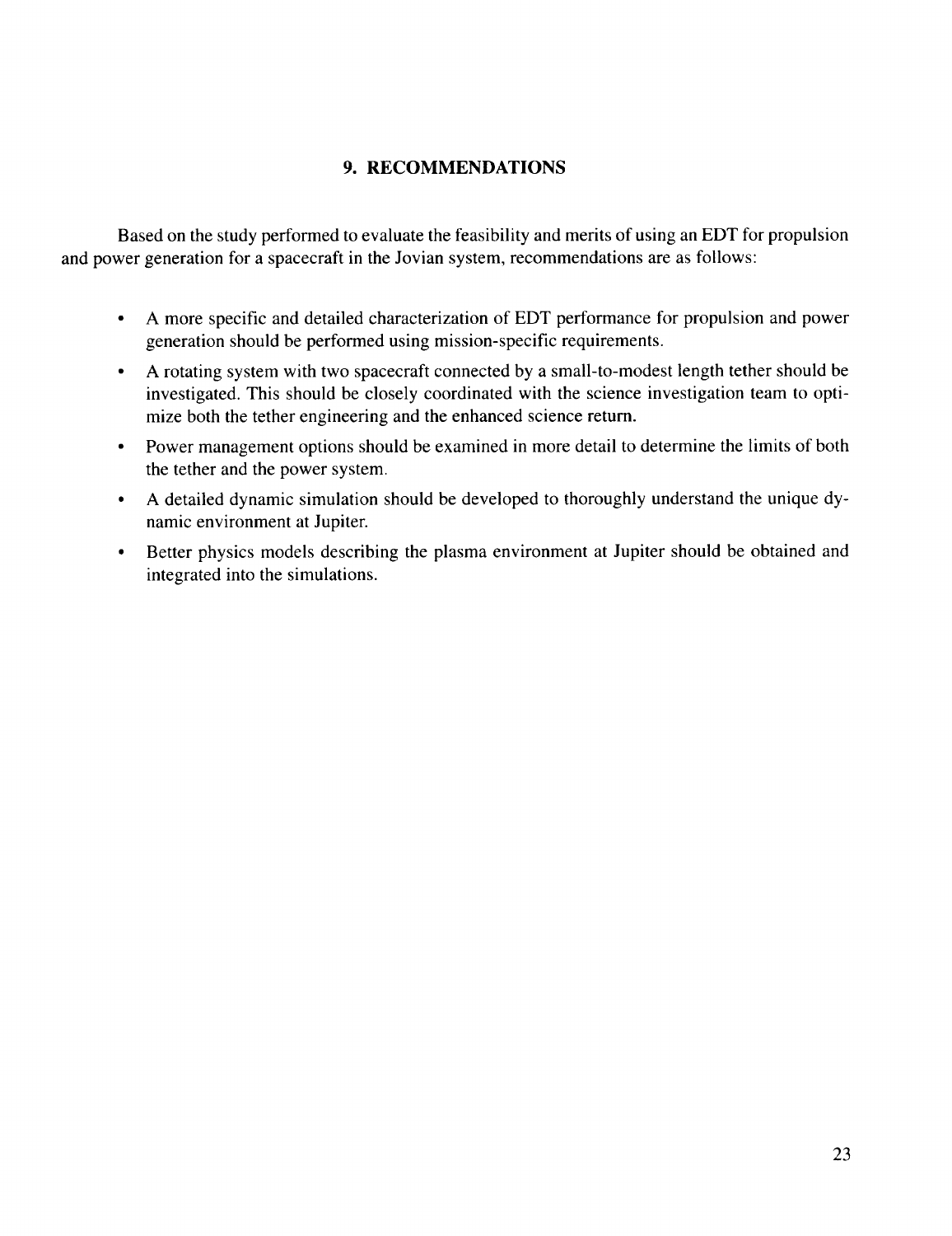## 9. RECOMMENDATIONS

Based on the study performed to evaluate the feasibility and merits of using an EDT for propulsion and power generation for a spacecraft in the Jovian system, recommendations are as follows:

- A more specific and detailed characterization of EDT performance for propulsion and power generation should be performed using mission-specific requirements.
- A rotating system with two spacecraft connected by a small-to-modest length tether should be investigated. This should be closely coordinated with the science investigation team to optimize both the tether engineering and the enhanced science return.
- Power management options should be examined in more detail to determine the limits of both the tether and the power system.
- A detailed dynamic simulation should be developed to thoroughly understand the unique dynamic environment at Jupiter.
- Better physics models describing the plasma environment at Jupiter should be obtained and integrated into the simulations.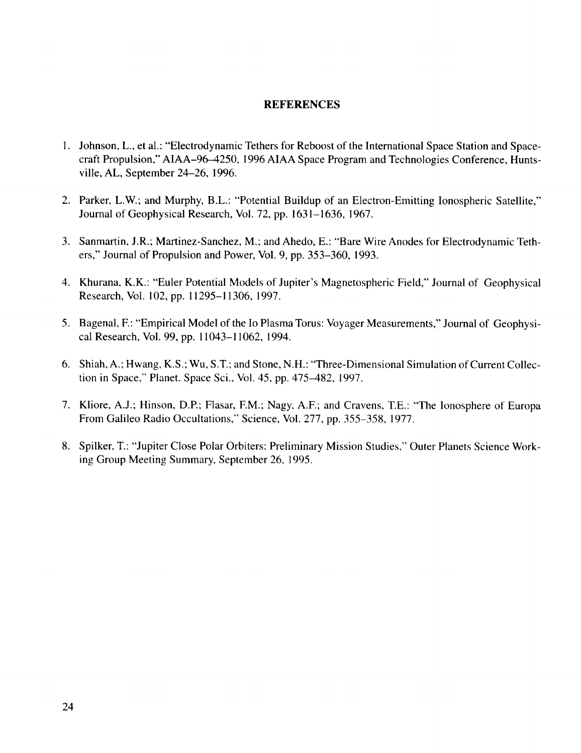## REFERENCES

1. Johnson, L., et al.: "Electrodynamic Tethers for Reboost of the International Space Station and Spacecraft Propulsion," AIAA–96–4250, 1996 AIAA Space Program and Technologies Conference, Huntsville, AL, September 24–26, 1996.

2. Parker, L.W.; and Murphy, B.L.: "Potential Buildup of an Electron-Emitting Ionospheric Satellite," Journal of Geophysical Research, Vol. 72, pp. 1631–1636, 1967.

3. Sanmartin, J.R.; Martinez-Sanchez, M.; and Ahedo, E.: "Bare Wire Anodes for Electrodynamic Tethers," Journal of Propulsion and Power, Vol. 9, pp. 353–360, 1993.

4. Khurana, K.K.: "Euler Potential Models of Jupiter's Magnetospheric Field," Journal of Geophysical Research, Vol. 102, pp. 11295–11306, 1997.

5. Bagenal, F.: "Empirical Model of the Io Plasma Torus: Voyager Measurements," Journal of Geophysical Research, Vol. 99, pp. 11043–11062, 1994.

6. Shiah, A.; Hwang, K.S.; Wu, S.T.; and Stone, N.H.: "Three-Dimensional Simulation of Current Collection in Space," Planet. Space Sci., Vol. 45, pp. 475–482, 1997.

7. Kliore, A.J.; Hinson, D.P.; Flasar, F.M.; Nagy, A.F.; and Cravens, T.E.: "The Ionosphere of Europa From Galileo Radio Occultations," Science, Vol. 277, pp. 355–358, 1977.

8. Spilker, T.: "Jupiter Close Polar Orbiters: Preliminary Mission Studies," Outer Planets Science Working Group Meeting Summary, September 26, 1995.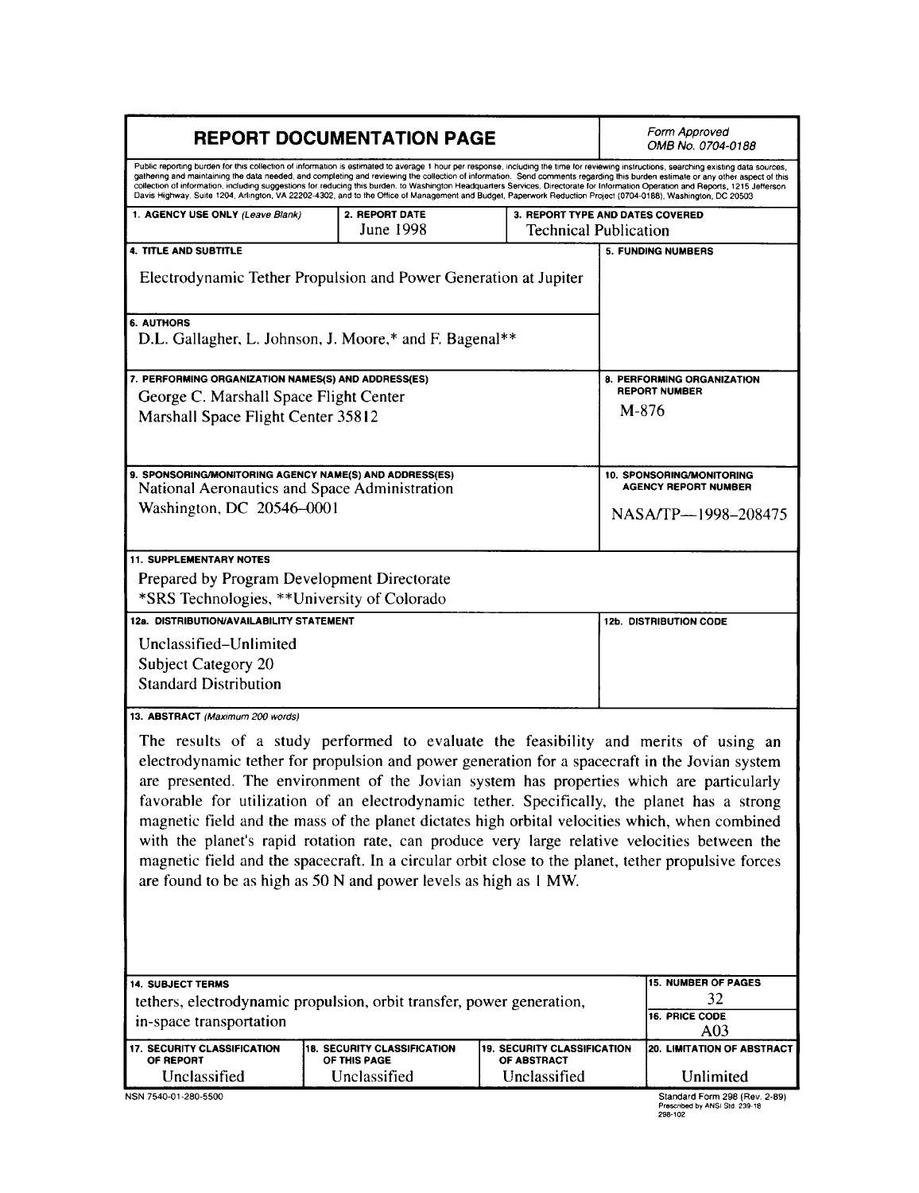# REPORT DOCUMENTATION PAGE

*Form Approved*
*OMB No. 0704-0188*

Public reporting burden for this collection of information is estimated to average 1 hour per response, including the time for reviewing instructions, searching existing data sources, gathering and maintaining the data needed, and completing and reviewing the collection of information. Send comments regarding this burden estimate or any other aspect of this collection of information, including suggestions for reducing this burden, to Washington Headquarters Services, Directorate for Information Operation and Reports, 1215 Jefferson Davis Highway, Suite 1204, Arlington, VA 22202-4302, and to the Office of Management and Budget, Paperwork Reduction Project (0704-0188), Washington, DC 20503

| 1. AGENCY USE ONLY (Leave Blank) | 2. REPORT DATE | 3. REPORT TYPE AND DATES COVERED |
|---|---|---|
| | June 1998 | Technical Publication |

**4. TITLE AND SUBTITLE**

Electrodynamic Tether Propulsion and Power Generation at Jupiter

**5. FUNDING NUMBERS**

**6. AUTHORS**

D.L. Gallagher, L. Johnson, J. Moore,* and F. Bagenal**

**7. PERFORMING ORGANIZATION NAMES(S) AND ADDRESS(ES)**

George C. Marshall Space Flight Center
Marshall Space Flight Center 35812

**8. PERFORMING ORGANIZATION REPORT NUMBER**

M-876

**9. SPONSORING/MONITORING AGENCY NAME(S) AND ADDRESS(ES)**

National Aeronautics and Space Administration
Washington, DC 20546–0001

**10. SPONSORING/MONITORING AGENCY REPORT NUMBER**

NASA/TP—1998–208475

**11. SUPPLEMENTARY NOTES**

Prepared by Program Development Directorate
*SRS Technologies, **University of Colorado

**12a. DISTRIBUTION/AVAILABILITY STATEMENT**

Unclassified–Unlimited
Subject Category 20
Standard Distribution

**12b. DISTRIBUTION CODE**

**13. ABSTRACT (Maximum 200 words)**

The results of a study performed to evaluate the feasibility and merits of using an electrodynamic tether for propulsion and power generation for a spacecraft in the Jovian system are presented. The environment of the Jovian system has properties which are particularly favorable for utilization of an electrodynamic tether. Specifically, the planet has a strong magnetic field and the mass of the planet dictates high orbital velocities which, when combined with the planet's rapid rotation rate, can produce very large relative velocities between the magnetic field and the spacecraft. In a circular orbit close to the planet, tether propulsive forces are found to be as high as 50 N and power levels as high as 1 MW.

**14. SUBJECT TERMS**

tethers, electrodynamic propulsion, orbit transfer, power generation, in-space transportation

**15. NUMBER OF PAGES**

32

**16. PRICE CODE**

A03

| 17. SECURITY CLASSIFICATION OF REPORT | 18. SECURITY CLASSIFICATION OF THIS PAGE | 19. SECURITY CLASSIFICATION OF ABSTRACT | 20. LIMITATION OF ABSTRACT |
|---|---|---|---|
| Unclassified | Unclassified | Unclassified | Unlimited |

NSN 7540-01-280-5500

Standard Form 298 (Rev. 2-89)
Prescribed by ANSI Std. 239-18
298-102